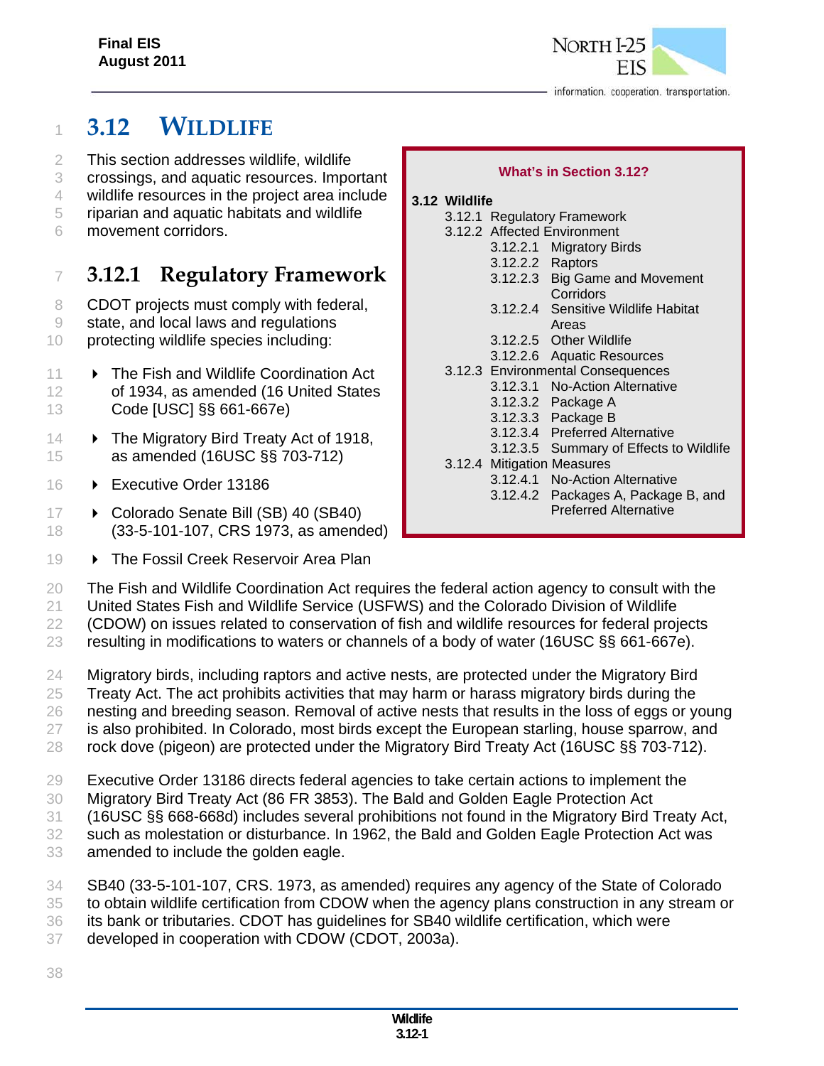# 3.12 WILDLIFE

This section addresses wildlife, wildlife crossings, and aquatic resources. Important wildlife resources in the project area include riparian and aquatic habitats and wildlife movement corridors.

> **What's in Section 3.12?**
>
> **3.12 Wildlife**
> - 3.12.1 Regulatory Framework
> - 3.12.2 Affected Environment
>   - 3.12.2.1 Migratory Birds
>   - 3.12.2.2 Raptors
>   - 3.12.2.3 Big Game and Movement Corridors
>   - 3.12.2.4 Sensitive Wildlife Habitat Areas
>   - 3.12.2.5 Other Wildlife
>   - 3.12.2.6 Aquatic Resources
> - 3.12.3 Environmental Consequences
>   - 3.12.3.1 No-Action Alternative
>   - 3.12.3.2 Package A
>   - 3.12.3.3 Package B
>   - 3.12.3.4 Preferred Alternative
>   - 3.12.3.5 Summary of Effects to Wildlife
> - 3.12.4 Mitigation Measures
>   - 3.12.4.1 No-Action Alternative
>   - 3.12.4.2 Packages A, Package B, and Preferred Alternative

## 3.12.1 Regulatory Framework

CDOT projects must comply with federal, state, and local laws and regulations protecting wildlife species including:

- The Fish and Wildlife Coordination Act of 1934, as amended (16 United States Code [USC] §§ 661-667e)
- The Migratory Bird Treaty Act of 1918, as amended (16USC §§ 703-712)
- Executive Order 13186
- Colorado Senate Bill (SB) 40 (SB40) (33-5-101-107, CRS 1973, as amended)
- The Fossil Creek Reservoir Area Plan

The Fish and Wildlife Coordination Act requires the federal action agency to consult with the United States Fish and Wildlife Service (USFWS) and the Colorado Division of Wildlife (CDOW) on issues related to conservation of fish and wildlife resources for federal projects resulting in modifications to waters or channels of a body of water (16USC §§ 661-667e).

Migratory birds, including raptors and active nests, are protected under the Migratory Bird Treaty Act. The act prohibits activities that may harm or harass migratory birds during the nesting and breeding season. Removal of active nests that results in the loss of eggs or young is also prohibited. In Colorado, most birds except the European starling, house sparrow, and rock dove (pigeon) are protected under the Migratory Bird Treaty Act (16USC §§ 703-712).

Executive Order 13186 directs federal agencies to take certain actions to implement the Migratory Bird Treaty Act (86 FR 3853). The Bald and Golden Eagle Protection Act (16USC §§ 668-668d) includes several prohibitions not found in the Migratory Bird Treaty Act, such as molestation or disturbance. In 1962, the Bald and Golden Eagle Protection Act was amended to include the golden eagle.

SB40 (33-5-101-107, CRS. 1973, as amended) requires any agency of the State of Colorado to obtain wildlife certification from CDOW when the agency plans construction in any stream or its bank or tributaries. CDOT has guidelines for SB40 wildlife certification, which were developed in cooperation with CDOW (CDOT, 2003a).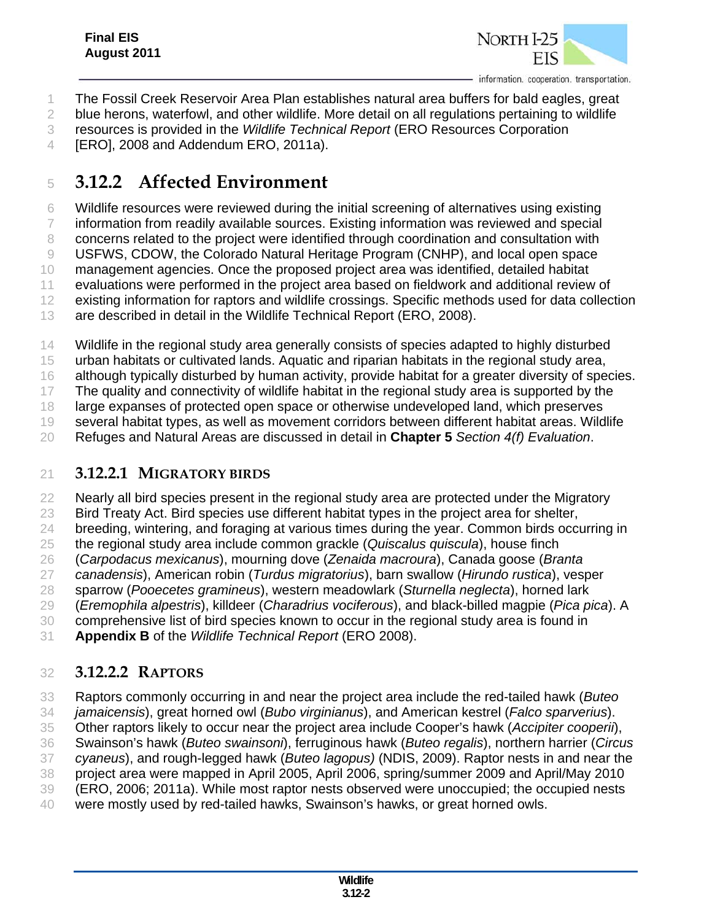The Fossil Creek Reservoir Area Plan establishes natural area buffers for bald eagles, great blue herons, waterfowl, and other wildlife. More detail on all regulations pertaining to wildlife resources is provided in the *Wildlife Technical Report* (ERO Resources Corporation [ERO], 2008 and Addendum ERO, 2011a).

## 3.12.2 Affected Environment

Wildlife resources were reviewed during the initial screening of alternatives using existing information from readily available sources. Existing information was reviewed and special concerns related to the project were identified through coordination and consultation with USFWS, CDOW, the Colorado Natural Heritage Program (CNHP), and local open space management agencies. Once the proposed project area was identified, detailed habitat evaluations were performed in the project area based on fieldwork and additional review of existing information for raptors and wildlife crossings. Specific methods used for data collection are described in detail in the Wildlife Technical Report (ERO, 2008).

Wildlife in the regional study area generally consists of species adapted to highly disturbed urban habitats or cultivated lands. Aquatic and riparian habitats in the regional study area, although typically disturbed by human activity, provide habitat for a greater diversity of species. The quality and connectivity of wildlife habitat in the regional study area is supported by the large expanses of protected open space or otherwise undeveloped land, which preserves several habitat types, as well as movement corridors between different habitat areas. Wildlife Refuges and Natural Areas are discussed in detail in **Chapter 5** *Section 4(f) Evaluation*.

### 3.12.2.1 Migratory Birds

Nearly all bird species present in the regional study area are protected under the Migratory Bird Treaty Act. Bird species use different habitat types in the project area for shelter, breeding, wintering, and foraging at various times during the year. Common birds occurring in the regional study area include common grackle (*Quiscalus quiscula*), house finch (*Carpodacus mexicanus*), mourning dove (*Zenaida macroura*), Canada goose (*Branta canadensis*), American robin (*Turdus migratorius*), barn swallow (*Hirundo rustica*), vesper sparrow (*Pooecetes gramineus*), western meadowlark (*Sturnella neglecta*), horned lark (*Eremophila alpestris*), killdeer (*Charadrius vociferous*), and black-billed magpie (*Pica pica*). A comprehensive list of bird species known to occur in the regional study area is found in **Appendix B** of the *Wildlife Technical Report* (ERO 2008).

### 3.12.2.2 Raptors

Raptors commonly occurring in and near the project area include the red-tailed hawk (*Buteo jamaicensis*), great horned owl (*Bubo virginianus*), and American kestrel (*Falco sparverius*). Other raptors likely to occur near the project area include Cooper's hawk (*Accipiter cooperii*), Swainson's hawk (*Buteo swainsoni*), ferruginous hawk (*Buteo regalis*), northern harrier (*Circus cyaneus*), and rough-legged hawk (*Buteo lagopus)* (NDIS, 2009). Raptor nests in and near the project area were mapped in April 2005, April 2006, spring/summer 2009 and April/May 2010 (ERO, 2006; 2011a). While most raptor nests observed were unoccupied; the occupied nests were mostly used by red-tailed hawks, Swainson's hawks, or great horned owls.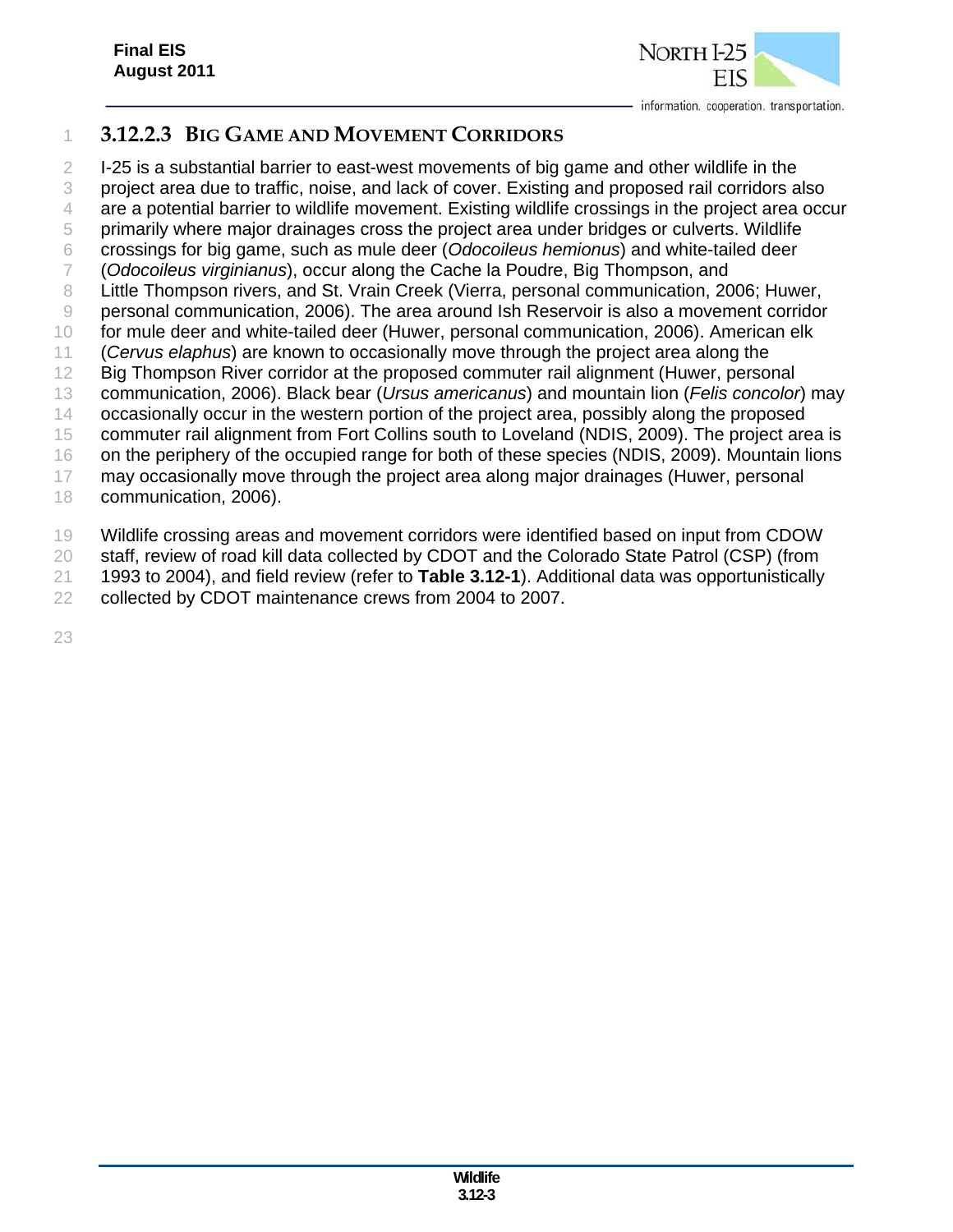### 3.12.2.3 BIG GAME AND MOVEMENT CORRIDORS

I-25 is a substantial barrier to east-west movements of big game and other wildlife in the project area due to traffic, noise, and lack of cover. Existing and proposed rail corridors also are a potential barrier to wildlife movement. Existing wildlife crossings in the project area occur primarily where major drainages cross the project area under bridges or culverts. Wildlife crossings for big game, such as mule deer (*Odocoileus hemionus*) and white-tailed deer (*Odocoileus virginianus*), occur along the Cache la Poudre, Big Thompson, and Little Thompson rivers, and St. Vrain Creek (Vierra, personal communication, 2006; Huwer, personal communication, 2006). The area around Ish Reservoir is also a movement corridor for mule deer and white-tailed deer (Huwer, personal communication, 2006). American elk (*Cervus elaphus*) are known to occasionally move through the project area along the Big Thompson River corridor at the proposed commuter rail alignment (Huwer, personal communication, 2006). Black bear (*Ursus americanus*) and mountain lion (*Felis concolor*) may occasionally occur in the western portion of the project area, possibly along the proposed commuter rail alignment from Fort Collins south to Loveland (NDIS, 2009). The project area is on the periphery of the occupied range for both of these species (NDIS, 2009). Mountain lions may occasionally move through the project area along major drainages (Huwer, personal communication, 2006).

Wildlife crossing areas and movement corridors were identified based on input from CDOW staff, review of road kill data collected by CDOT and the Colorado State Patrol (CSP) (from 1993 to 2004), and field review (refer to **Table 3.12-1**). Additional data was opportunistically collected by CDOT maintenance crews from 2004 to 2007.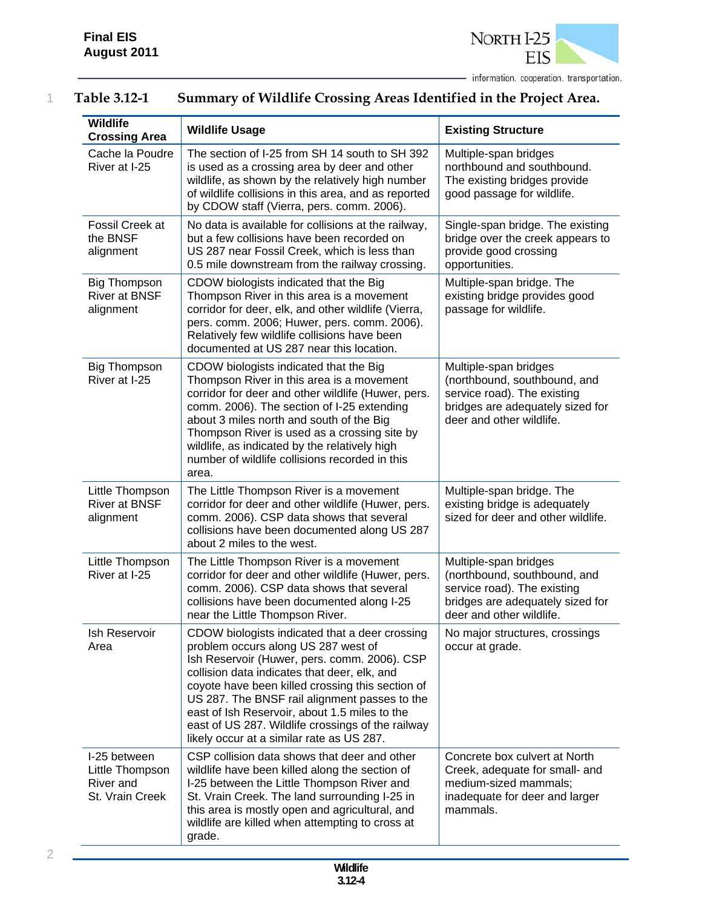**Table 3.12-1 Summary of Wildlife Crossing Areas Identified in the Project Area.**

| Wildlife Crossing Area | Wildlife Usage | Existing Structure |
|---|---|---|
| Cache la Poudre River at I-25 | The section of I-25 from SH 14 south to SH 392 is used as a crossing area by deer and other wildlife, as shown by the relatively high number of wildlife collisions in this area, and as reported by CDOW staff (Vierra, pers. comm. 2006). | Multiple-span bridges northbound and southbound. The existing bridges provide good passage for wildlife. |
| Fossil Creek at the BNSF alignment | No data is available for collisions at the railway, but a few collisions have been recorded on US 287 near Fossil Creek, which is less than 0.5 mile downstream from the railway crossing. | Single-span bridge. The existing bridge over the creek appears to provide good crossing opportunities. |
| Big Thompson River at BNSF alignment | CDOW biologists indicated that the Big Thompson River in this area is a movement corridor for deer, elk, and other wildlife (Vierra, pers. comm. 2006; Huwer, pers. comm. 2006). Relatively few wildlife collisions have been documented at US 287 near this location. | Multiple-span bridge. The existing bridge provides good passage for wildlife. |
| Big Thompson River at I-25 | CDOW biologists indicated that the Big Thompson River in this area is a movement corridor for deer and other wildlife (Huwer, pers. comm. 2006). The section of I-25 extending about 3 miles north and south of the Big Thompson River is used as a crossing site by wildlife, as indicated by the relatively high number of wildlife collisions recorded in this area. | Multiple-span bridges (northbound, southbound, and service road). The existing bridges are adequately sized for deer and other wildlife. |
| Little Thompson River at BNSF alignment | The Little Thompson River is a movement corridor for deer and other wildlife (Huwer, pers. comm. 2006). CSP data shows that several collisions have been documented along US 287 about 2 miles to the west. | Multiple-span bridge. The existing bridge is adequately sized for deer and other wildlife. |
| Little Thompson River at I-25 | The Little Thompson River is a movement corridor for deer and other wildlife (Huwer, pers. comm. 2006). CSP data shows that several collisions have been documented along I-25 near the Little Thompson River. | Multiple-span bridges (northbound, southbound, and service road). The existing bridges are adequately sized for deer and other wildlife. |
| Ish Reservoir Area | CDOW biologists indicated that a deer crossing problem occurs along US 287 west of Ish Reservoir (Huwer, pers. comm. 2006). CSP collision data indicates that deer, elk, and coyote have been killed crossing this section of US 287. The BNSF rail alignment passes to the east of Ish Reservoir, about 1.5 miles to the east of US 287. Wildlife crossings of the railway likely occur at a similar rate as US 287. | No major structures, crossings occur at grade. |
| I-25 between Little Thompson River and St. Vrain Creek | CSP collision data shows that deer and other wildlife have been killed along the section of I-25 between the Little Thompson River and St. Vrain Creek. The land surrounding I-25 in this area is mostly open and agricultural, and wildlife are killed when attempting to cross at grade. | Concrete box culvert at North Creek, adequate for small- and medium-sized mammals; inadequate for deer and larger mammals. |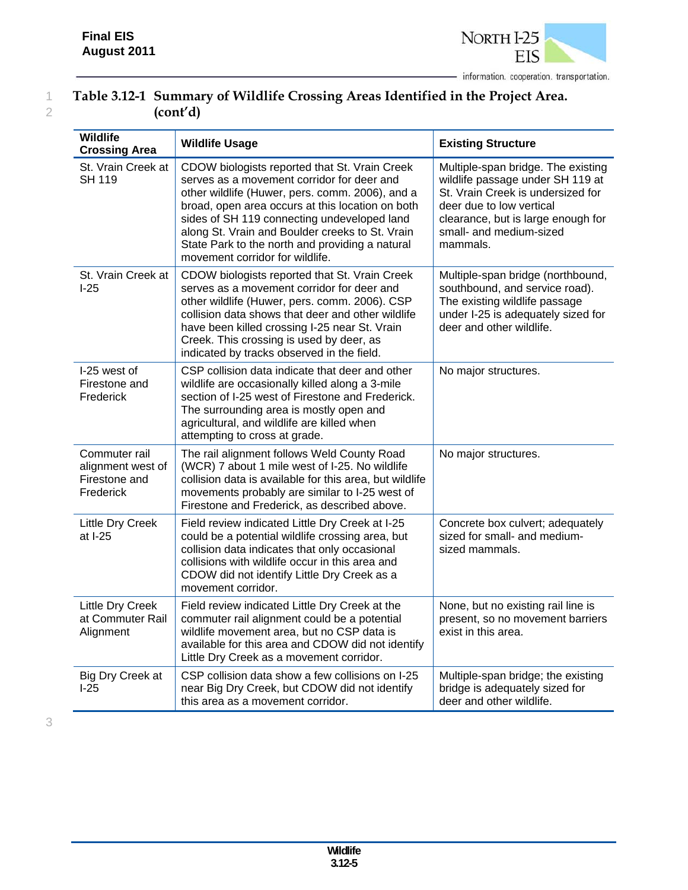**Table 3.12-1 Summary of Wildlife Crossing Areas Identified in the Project Area. (cont'd)**

| Wildlife Crossing Area | Wildlife Usage | Existing Structure |
|---|---|---|
| St. Vrain Creek at SH 119 | CDOW biologists reported that St. Vrain Creek serves as a movement corridor for deer and other wildlife (Huwer, pers. comm. 2006), and a broad, open area occurs at this location on both sides of SH 119 connecting undeveloped land along St. Vrain and Boulder creeks to St. Vrain State Park to the north and providing a natural movement corridor for wildlife. | Multiple-span bridge. The existing wildlife passage under SH 119 at St. Vrain Creek is undersized for deer due to low vertical clearance, but is large enough for small- and medium-sized mammals. |
| St. Vrain Creek at I-25 | CDOW biologists reported that St. Vrain Creek serves as a movement corridor for deer and other wildlife (Huwer, pers. comm. 2006). CSP collision data shows that deer and other wildlife have been killed crossing I-25 near St. Vrain Creek. This crossing is used by deer, as indicated by tracks observed in the field. | Multiple-span bridge (northbound, southbound, and service road). The existing wildlife passage under I-25 is adequately sized for deer and other wildlife. |
| I-25 west of Firestone and Frederick | CSP collision data indicate that deer and other wildlife are occasionally killed along a 3-mile section of I-25 west of Firestone and Frederick. The surrounding area is mostly open and agricultural, and wildlife are killed when attempting to cross at grade. | No major structures. |
| Commuter rail alignment west of Firestone and Frederick | The rail alignment follows Weld County Road (WCR) 7 about 1 mile west of I-25. No wildlife collision data is available for this area, but wildlife movements probably are similar to I-25 west of Firestone and Frederick, as described above. | No major structures. |
| Little Dry Creek at I-25 | Field review indicated Little Dry Creek at I-25 could be a potential wildlife crossing area, but collision data indicates that only occasional collisions with wildlife occur in this area and CDOW did not identify Little Dry Creek as a movement corridor. | Concrete box culvert; adequately sized for small- and medium-sized mammals. |
| Little Dry Creek at Commuter Rail Alignment | Field review indicated Little Dry Creek at the commuter rail alignment could be a potential wildlife movement area, but no CSP data is available for this area and CDOW did not identify Little Dry Creek as a movement corridor. | None, but no existing rail line is present, so no movement barriers exist in this area. |
| Big Dry Creek at I-25 | CSP collision data show a few collisions on I-25 near Big Dry Creek, but CDOW did not identify this area as a movement corridor. | Multiple-span bridge; the existing bridge is adequately sized for deer and other wildlife. |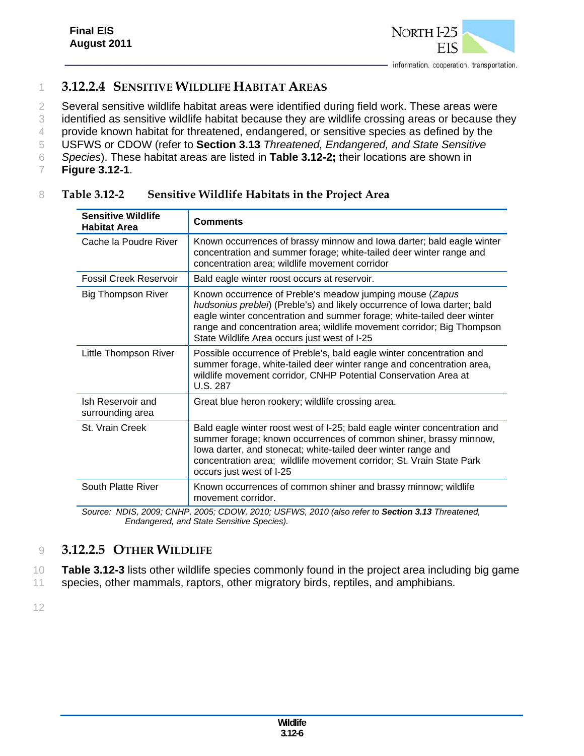### 3.12.2.4 SENSITIVE WILDLIFE HABITAT AREAS

Several sensitive wildlife habitat areas were identified during field work. These areas were identified as sensitive wildlife habitat because they are wildlife crossing areas or because they provide known habitat for threatened, endangered, or sensitive species as defined by the USFWS or CDOW (refer to **Section 3.13** *Threatened, Endangered, and State Sensitive Species*). These habitat areas are listed in **Table 3.12-2;** their locations are shown in **Figure 3.12-1**.

**Table 3.12-2 Sensitive Wildlife Habitats in the Project Area**

| Sensitive Wildlife Habitat Area | Comments |
|---|---|
| Cache la Poudre River | Known occurrences of brassy minnow and Iowa darter; bald eagle winter concentration and summer forage; white-tailed deer winter range and concentration area; wildlife movement corridor |
| Fossil Creek Reservoir | Bald eagle winter roost occurs at reservoir. |
| Big Thompson River | Known occurrence of Preble's meadow jumping mouse (*Zapus hudsonius preblei*) (Preble's) and likely occurrence of Iowa darter; bald eagle winter concentration and summer forage; white-tailed deer winter range and concentration area; wildlife movement corridor; Big Thompson State Wildlife Area occurs just west of I-25 |
| Little Thompson River | Possible occurrence of Preble's, bald eagle winter concentration and summer forage, white-tailed deer winter range and concentration area, wildlife movement corridor, CNHP Potential Conservation Area at U.S. 287 |
| Ish Reservoir and surrounding area | Great blue heron rookery; wildlife crossing area. |
| St. Vrain Creek | Bald eagle winter roost west of I-25; bald eagle winter concentration and summer forage; known occurrences of common shiner, brassy minnow, Iowa darter, and stonecat; white-tailed deer winter range and concentration area; wildlife movement corridor; St. Vrain State Park occurs just west of I-25 |
| South Platte River | Known occurrences of common shiner and brassy minnow; wildlife movement corridor. |

*Source: NDIS, 2009; CNHP, 2005; CDOW, 2010; USFWS, 2010 (also refer to **Section 3.13** Threatened, Endangered, and State Sensitive Species).*

### 3.12.2.5 OTHER WILDLIFE

**Table 3.12-3** lists other wildlife species commonly found in the project area including big game species, other mammals, raptors, other migratory birds, reptiles, and amphibians.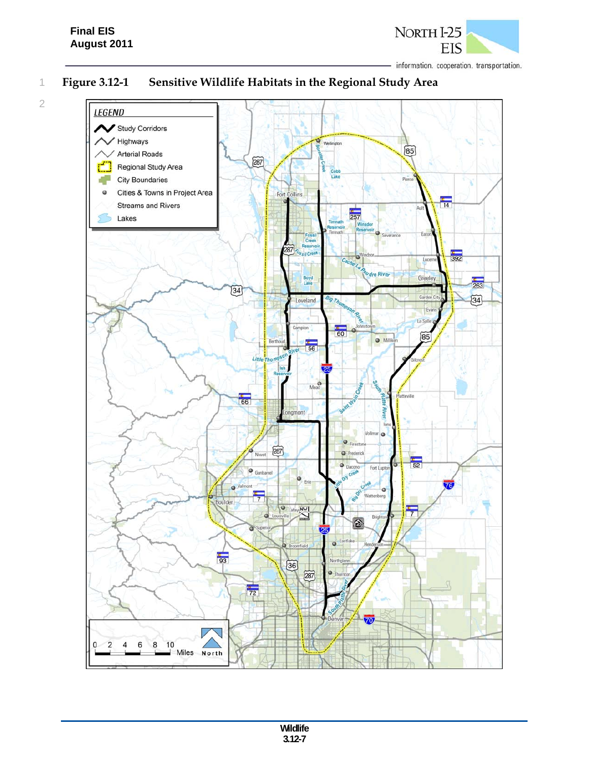## Figure 3.12-1 Sensitive Wildlife Habitats in the Regional Study Area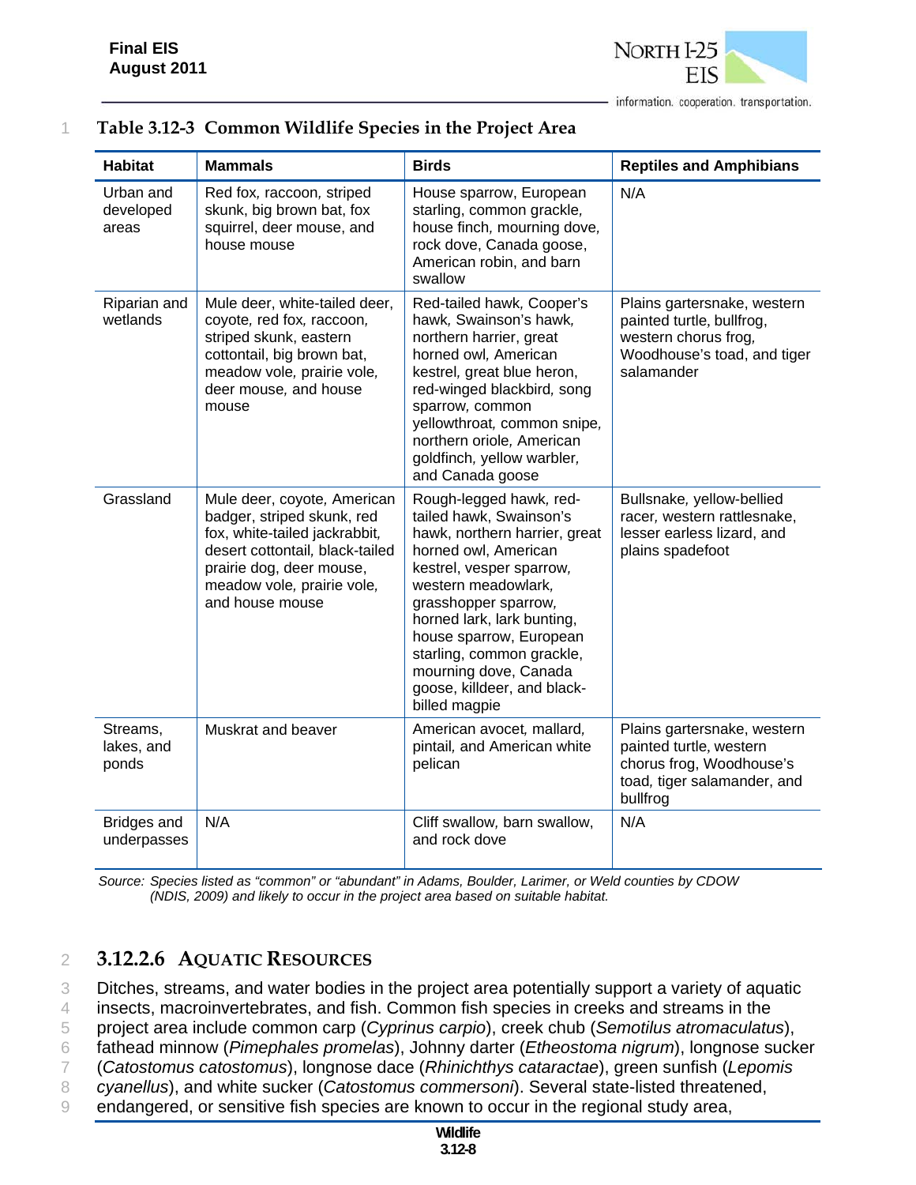**Table 3.12-3 Common Wildlife Species in the Project Area**

| Habitat | Mammals | Birds | Reptiles and Amphibians |
|---|---|---|---|
| Urban and developed areas | Red fox, raccoon, striped skunk, big brown bat, fox squirrel, deer mouse, and house mouse | House sparrow, European starling, common grackle, house finch, mourning dove, rock dove, Canada goose, American robin, and barn swallow | N/A |
| Riparian and wetlands | Mule deer, white-tailed deer, coyote, red fox, raccoon, striped skunk, eastern cottontail, big brown bat, meadow vole, prairie vole, deer mouse, and house mouse | Red-tailed hawk, Cooper's hawk, Swainson's hawk, northern harrier, great horned owl, American kestrel, great blue heron, red-winged blackbird, song sparrow, common yellowthroat, common snipe, northern oriole, American goldfinch, yellow warbler, and Canada goose | Plains gartersnake, western painted turtle, bullfrog, western chorus frog, Woodhouse's toad, and tiger salamander |
| Grassland | Mule deer, coyote, American badger, striped skunk, red fox, white-tailed jackrabbit, desert cottontail, black-tailed prairie dog, deer mouse, meadow vole, prairie vole, and house mouse | Rough-legged hawk, red-tailed hawk, Swainson's hawk, northern harrier, great horned owl, American kestrel, vesper sparrow, western meadowlark, grasshopper sparrow, horned lark, lark bunting, house sparrow, European starling, common grackle, mourning dove, Canada goose, killdeer, and black-billed magpie | Bullsnake, yellow-bellied racer, western rattlesnake, lesser earless lizard, and plains spadefoot |
| Streams, lakes, and ponds | Muskrat and beaver | American avocet, mallard, pintail, and American white pelican | Plains gartersnake, western painted turtle, western chorus frog, Woodhouse's toad, tiger salamander, and bullfrog |
| Bridges and underpasses | N/A | Cliff swallow, barn swallow, and rock dove | N/A |

*Source: Species listed as "common" or "abundant" in Adams, Boulder, Larimer, or Weld counties by CDOW (NDIS, 2009) and likely to occur in the project area based on suitable habitat.*

### 3.12.2.6 Aquatic Resources

Ditches, streams, and water bodies in the project area potentially support a variety of aquatic insects, macroinvertebrates, and fish. Common fish species in creeks and streams in the project area include common carp (*Cyprinus carpio*), creek chub (*Semotilus atromaculatus*), fathead minnow (*Pimephales promelas*), Johnny darter (*Etheostoma nigrum*), longnose sucker (*Catostomus catostomus*), longnose dace (*Rhinichthys cataractae*), green sunfish (*Lepomis cyanellus*), and white sucker (*Catostomus commersoni*). Several state-listed threatened, endangered, or sensitive fish species are known to occur in the regional study area,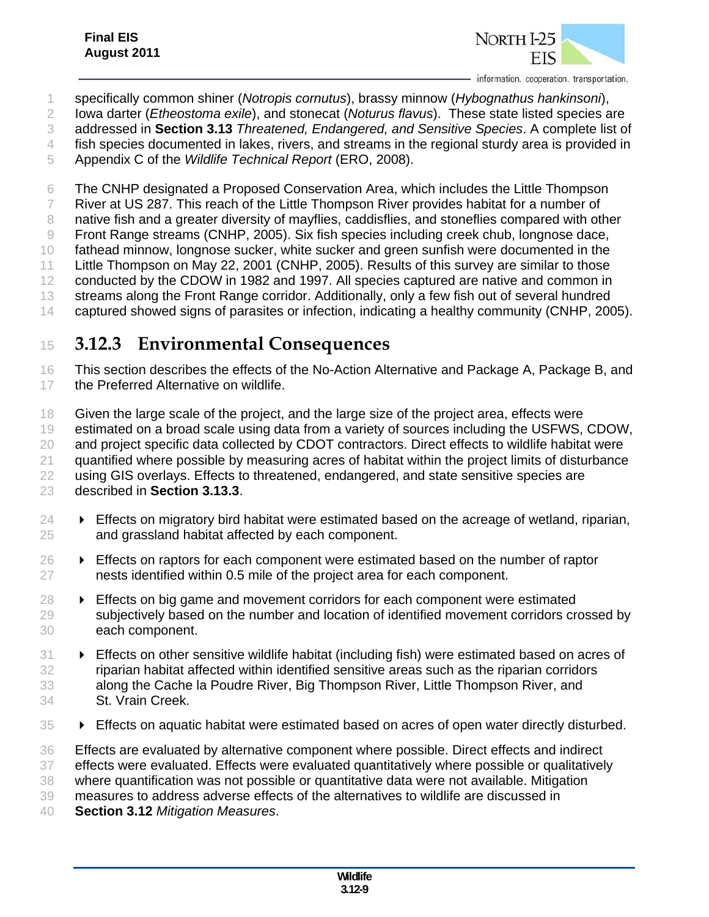specifically common shiner (*Notropis cornutus*), brassy minnow (*Hybognathus hankinsoni*), Iowa darter (*Etheostoma exile*), and stonecat (*Noturus flavus*). These state listed species are addressed in **Section 3.13** *Threatened, Endangered, and Sensitive Species*. A complete list of fish species documented in lakes, rivers, and streams in the regional sturdy area is provided in Appendix C of the *Wildlife Technical Report* (ERO, 2008).

The CNHP designated a Proposed Conservation Area, which includes the Little Thompson River at US 287. This reach of the Little Thompson River provides habitat for a number of native fish and a greater diversity of mayflies, caddisflies, and stoneflies compared with other Front Range streams (CNHP, 2005). Six fish species including creek chub, longnose dace, fathead minnow, longnose sucker, white sucker and green sunfish were documented in the Little Thompson on May 22, 2001 (CNHP, 2005). Results of this survey are similar to those conducted by the CDOW in 1982 and 1997. All species captured are native and common in streams along the Front Range corridor. Additionally, only a few fish out of several hundred captured showed signs of parasites or infection, indicating a healthy community (CNHP, 2005).

## 3.12.3 Environmental Consequences

This section describes the effects of the No-Action Alternative and Package A, Package B, and the Preferred Alternative on wildlife.

Given the large scale of the project, and the large size of the project area, effects were estimated on a broad scale using data from a variety of sources including the USFWS, CDOW, and project specific data collected by CDOT contractors. Direct effects to wildlife habitat were quantified where possible by measuring acres of habitat within the project limits of disturbance using GIS overlays. Effects to threatened, endangered, and state sensitive species are described in **Section 3.13.3**.

- Effects on migratory bird habitat were estimated based on the acreage of wetland, riparian, and grassland habitat affected by each component.
- Effects on raptors for each component were estimated based on the number of raptor nests identified within 0.5 mile of the project area for each component.
- Effects on big game and movement corridors for each component were estimated subjectively based on the number and location of identified movement corridors crossed by each component.
- Effects on other sensitive wildlife habitat (including fish) were estimated based on acres of riparian habitat affected within identified sensitive areas such as the riparian corridors along the Cache la Poudre River, Big Thompson River, Little Thompson River, and St. Vrain Creek.
- Effects on aquatic habitat were estimated based on acres of open water directly disturbed.

Effects are evaluated by alternative component where possible. Direct effects and indirect effects were evaluated. Effects were evaluated quantitatively where possible or qualitatively where quantification was not possible or quantitative data were not available. Mitigation measures to address adverse effects of the alternatives to wildlife are discussed in **Section 3.12** *Mitigation Measures*.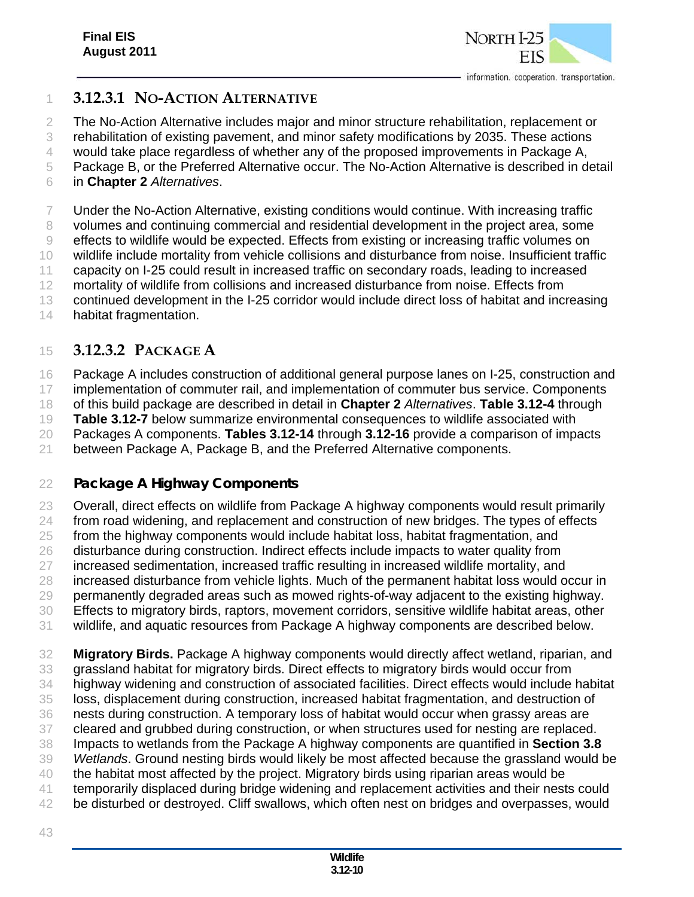### 3.12.3.1 No-Action Alternative

The No-Action Alternative includes major and minor structure rehabilitation, replacement or rehabilitation of existing pavement, and minor safety modifications by 2035. These actions would take place regardless of whether any of the proposed improvements in Package A, Package B, or the Preferred Alternative occur. The No-Action Alternative is described in detail in **Chapter 2** *Alternatives*.

Under the No-Action Alternative, existing conditions would continue. With increasing traffic volumes and continuing commercial and residential development in the project area, some effects to wildlife would be expected. Effects from existing or increasing traffic volumes on wildlife include mortality from vehicle collisions and disturbance from noise. Insufficient traffic capacity on I-25 could result in increased traffic on secondary roads, leading to increased mortality of wildlife from collisions and increased disturbance from noise. Effects from continued development in the I-25 corridor would include direct loss of habitat and increasing habitat fragmentation.

### 3.12.3.2 Package A

Package A includes construction of additional general purpose lanes on I-25, construction and implementation of commuter rail, and implementation of commuter bus service. Components of this build package are described in detail in **Chapter 2** *Alternatives*. **Table 3.12-4** through **Table 3.12-7** below summarize environmental consequences to wildlife associated with Packages A components. **Tables 3.12-14** through **3.12-16** provide a comparison of impacts between Package A, Package B, and the Preferred Alternative components.

#### Package A Highway Components

Overall, direct effects on wildlife from Package A highway components would result primarily from road widening, and replacement and construction of new bridges. The types of effects from the highway components would include habitat loss, habitat fragmentation, and disturbance during construction. Indirect effects include impacts to water quality from increased sedimentation, increased traffic resulting in increased wildlife mortality, and increased disturbance from vehicle lights. Much of the permanent habitat loss would occur in permanently degraded areas such as mowed rights-of-way adjacent to the existing highway. Effects to migratory birds, raptors, movement corridors, sensitive wildlife habitat areas, other wildlife, and aquatic resources from Package A highway components are described below.

**Migratory Birds.** Package A highway components would directly affect wetland, riparian, and grassland habitat for migratory birds. Direct effects to migratory birds would occur from highway widening and construction of associated facilities. Direct effects would include habitat loss, displacement during construction, increased habitat fragmentation, and destruction of nests during construction. A temporary loss of habitat would occur when grassy areas are cleared and grubbed during construction, or when structures used for nesting are replaced. Impacts to wetlands from the Package A highway components are quantified in **Section 3.8** *Wetlands*. Ground nesting birds would likely be most affected because the grassland would be the habitat most affected by the project. Migratory birds using riparian areas would be temporarily displaced during bridge widening and replacement activities and their nests could be disturbed or destroyed. Cliff swallows, which often nest on bridges and overpasses, would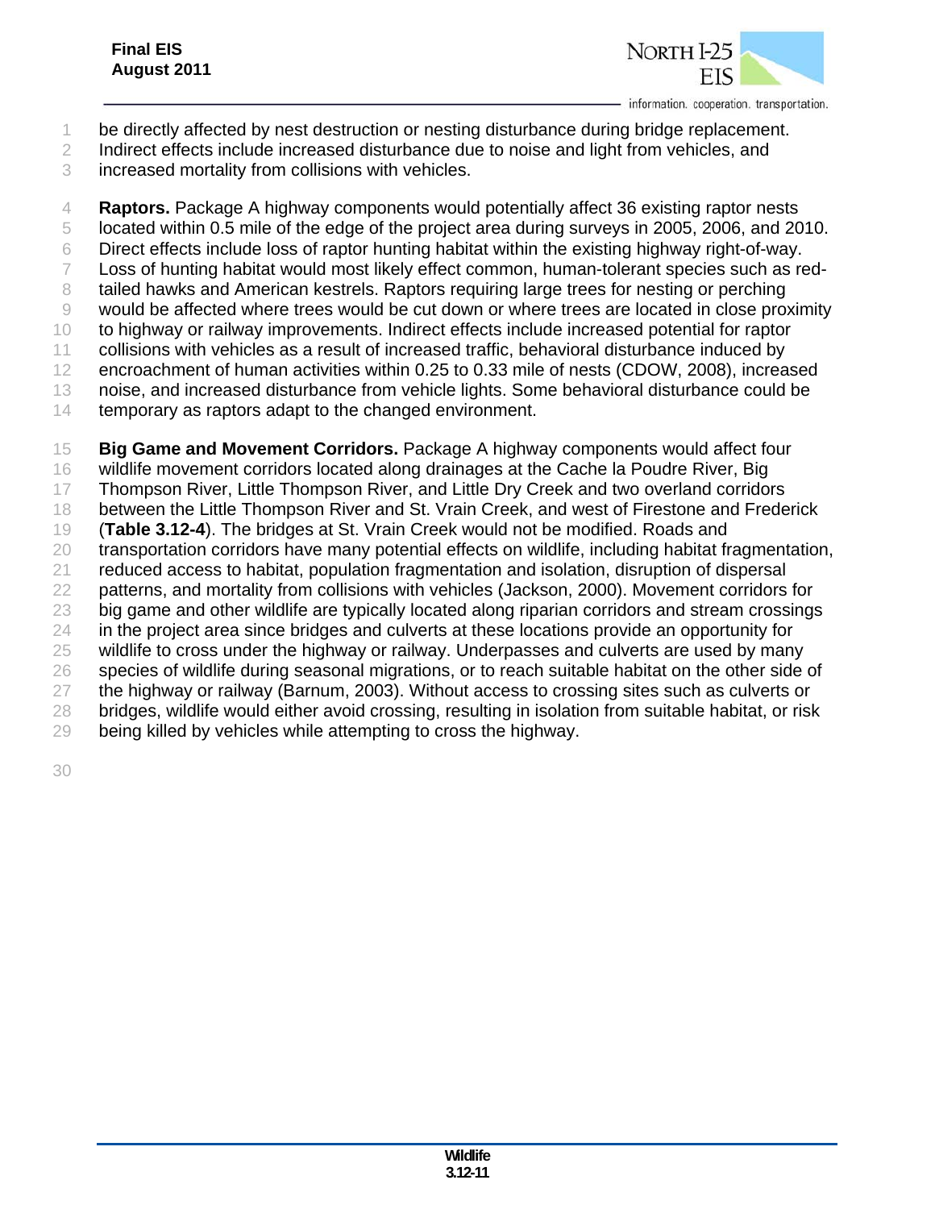be directly affected by nest destruction or nesting disturbance during bridge replacement. Indirect effects include increased disturbance due to noise and light from vehicles, and increased mortality from collisions with vehicles.

**Raptors.** Package A highway components would potentially affect 36 existing raptor nests located within 0.5 mile of the edge of the project area during surveys in 2005, 2006, and 2010. Direct effects include loss of raptor hunting habitat within the existing highway right-of-way. Loss of hunting habitat would most likely effect common, human-tolerant species such as red-tailed hawks and American kestrels. Raptors requiring large trees for nesting or perching would be affected where trees would be cut down or where trees are located in close proximity to highway or railway improvements. Indirect effects include increased potential for raptor collisions with vehicles as a result of increased traffic, behavioral disturbance induced by encroachment of human activities within 0.25 to 0.33 mile of nests (CDOW, 2008), increased noise, and increased disturbance from vehicle lights. Some behavioral disturbance could be temporary as raptors adapt to the changed environment.

**Big Game and Movement Corridors.** Package A highway components would affect four wildlife movement corridors located along drainages at the Cache la Poudre River, Big Thompson River, Little Thompson River, and Little Dry Creek and two overland corridors between the Little Thompson River and St. Vrain Creek, and west of Firestone and Frederick (**Table 3.12-4**). The bridges at St. Vrain Creek would not be modified. Roads and transportation corridors have many potential effects on wildlife, including habitat fragmentation, reduced access to habitat, population fragmentation and isolation, disruption of dispersal patterns, and mortality from collisions with vehicles (Jackson, 2000). Movement corridors for big game and other wildlife are typically located along riparian corridors and stream crossings in the project area since bridges and culverts at these locations provide an opportunity for wildlife to cross under the highway or railway. Underpasses and culverts are used by many species of wildlife during seasonal migrations, or to reach suitable habitat on the other side of the highway or railway (Barnum, 2003). Without access to crossing sites such as culverts or bridges, wildlife would either avoid crossing, resulting in isolation from suitable habitat, or risk being killed by vehicles while attempting to cross the highway.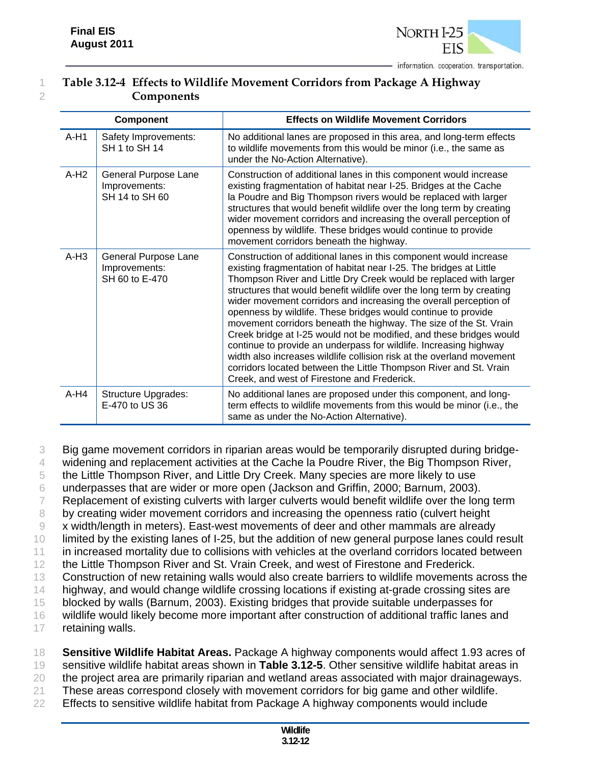**Table 3.12-4 Effects to Wildlife Movement Corridors from Package A Highway Components**

| Component | | Effects on Wildlife Movement Corridors |
|---|---|---|
| A-H1 | Safety Improvements: SH 1 to SH 14 | No additional lanes are proposed in this area, and long-term effects to wildlife movements from this would be minor (i.e., the same as under the No-Action Alternative). |
| A-H2 | General Purpose Lane Improvements: SH 14 to SH 60 | Construction of additional lanes in this component would increase existing fragmentation of habitat near I-25. Bridges at the Cache la Poudre and Big Thompson rivers would be replaced with larger structures that would benefit wildlife over the long term by creating wider movement corridors and increasing the overall perception of openness by wildlife. These bridges would continue to provide movement corridors beneath the highway. |
| A-H3 | General Purpose Lane Improvements: SH 60 to E-470 | Construction of additional lanes in this component would increase existing fragmentation of habitat near I-25. The bridges at Little Thompson River and Little Dry Creek would be replaced with larger structures that would benefit wildlife over the long term by creating wider movement corridors and increasing the overall perception of openness by wildlife. These bridges would continue to provide movement corridors beneath the highway. The size of the St. Vrain Creek bridge at I-25 would not be modified, and these bridges would continue to provide an underpass for wildlife. Increasing highway width also increases wildlife collision risk at the overland movement corridors located between the Little Thompson River and St. Vrain Creek, and west of Firestone and Frederick. |
| A-H4 | Structure Upgrades: E-470 to US 36 | No additional lanes are proposed under this component, and long-term effects to wildlife movements from this would be minor (i.e., the same as under the No-Action Alternative). |

Big game movement corridors in riparian areas would be temporarily disrupted during bridge-widening and replacement activities at the Cache la Poudre River, the Big Thompson River, the Little Thompson River, and Little Dry Creek. Many species are more likely to use underpasses that are wider or more open (Jackson and Griffin, 2000; Barnum, 2003). Replacement of existing culverts with larger culverts would benefit wildlife over the long term by creating wider movement corridors and increasing the openness ratio (culvert height x width/length in meters). East-west movements of deer and other mammals are already limited by the existing lanes of I-25, but the addition of new general purpose lanes could result in increased mortality due to collisions with vehicles at the overland corridors located between the Little Thompson River and St. Vrain Creek, and west of Firestone and Frederick. Construction of new retaining walls would also create barriers to wildlife movements across the highway, and would change wildlife crossing locations if existing at-grade crossing sites are blocked by walls (Barnum, 2003). Existing bridges that provide suitable underpasses for wildlife would likely become more important after construction of additional traffic lanes and retaining walls.

**Sensitive Wildlife Habitat Areas.** Package A highway components would affect 1.93 acres of sensitive wildlife habitat areas shown in **Table 3.12-5**. Other sensitive wildlife habitat areas in the project area are primarily riparian and wetland areas associated with major drainageways. These areas correspond closely with movement corridors for big game and other wildlife. Effects to sensitive wildlife habitat from Package A highway components would include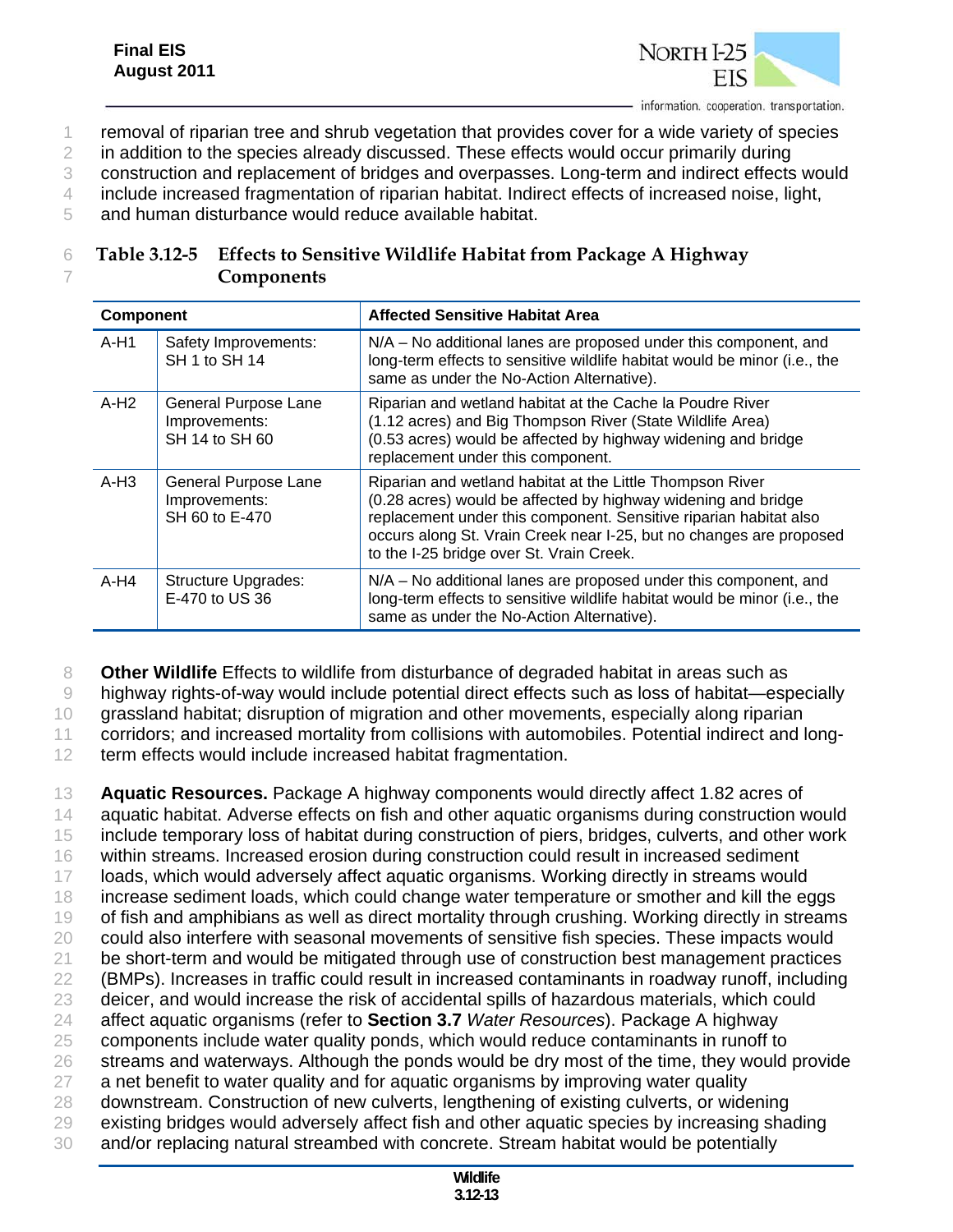removal of riparian tree and shrub vegetation that provides cover for a wide variety of species in addition to the species already discussed. These effects would occur primarily during construction and replacement of bridges and overpasses. Long-term and indirect effects would include increased fragmentation of riparian habitat. Indirect effects of increased noise, light, and human disturbance would reduce available habitat.

**Table 3.12-5 Effects to Sensitive Wildlife Habitat from Package A Highway Components**

| Component | | Affected Sensitive Habitat Area |
|---|---|---|
| A-H1 | Safety Improvements: SH 1 to SH 14 | N/A – No additional lanes are proposed under this component, and long-term effects to sensitive wildlife habitat would be minor (i.e., the same as under the No-Action Alternative). |
| A-H2 | General Purpose Lane Improvements: SH 14 to SH 60 | Riparian and wetland habitat at the Cache la Poudre River (1.12 acres) and Big Thompson River (State Wildlife Area) (0.53 acres) would be affected by highway widening and bridge replacement under this component. |
| A-H3 | General Purpose Lane Improvements: SH 60 to E-470 | Riparian and wetland habitat at the Little Thompson River (0.28 acres) would be affected by highway widening and bridge replacement under this component. Sensitive riparian habitat also occurs along St. Vrain Creek near I-25, but no changes are proposed to the I-25 bridge over St. Vrain Creek. |
| A-H4 | Structure Upgrades: E-470 to US 36 | N/A – No additional lanes are proposed under this component, and long-term effects to sensitive wildlife habitat would be minor (i.e., the same as under the No-Action Alternative). |

**Other Wildlife** Effects to wildlife from disturbance of degraded habitat in areas such as highway rights-of-way would include potential direct effects such as loss of habitat—especially grassland habitat; disruption of migration and other movements, especially along riparian corridors; and increased mortality from collisions with automobiles. Potential indirect and long-term effects would include increased habitat fragmentation.

**Aquatic Resources.** Package A highway components would directly affect 1.82 acres of aquatic habitat. Adverse effects on fish and other aquatic organisms during construction would include temporary loss of habitat during construction of piers, bridges, culverts, and other work within streams. Increased erosion during construction could result in increased sediment loads, which would adversely affect aquatic organisms. Working directly in streams would increase sediment loads, which could change water temperature or smother and kill the eggs of fish and amphibians as well as direct mortality through crushing. Working directly in streams could also interfere with seasonal movements of sensitive fish species. These impacts would be short-term and would be mitigated through use of construction best management practices (BMPs). Increases in traffic could result in increased contaminants in roadway runoff, including deicer, and would increase the risk of accidental spills of hazardous materials, which could affect aquatic organisms (refer to **Section 3.7** *Water Resources*). Package A highway components include water quality ponds, which would reduce contaminants in runoff to streams and waterways. Although the ponds would be dry most of the time, they would provide a net benefit to water quality and for aquatic organisms by improving water quality downstream. Construction of new culverts, lengthening of existing culverts, or widening existing bridges would adversely affect fish and other aquatic species by increasing shading and/or replacing natural streambed with concrete. Stream habitat would be potentially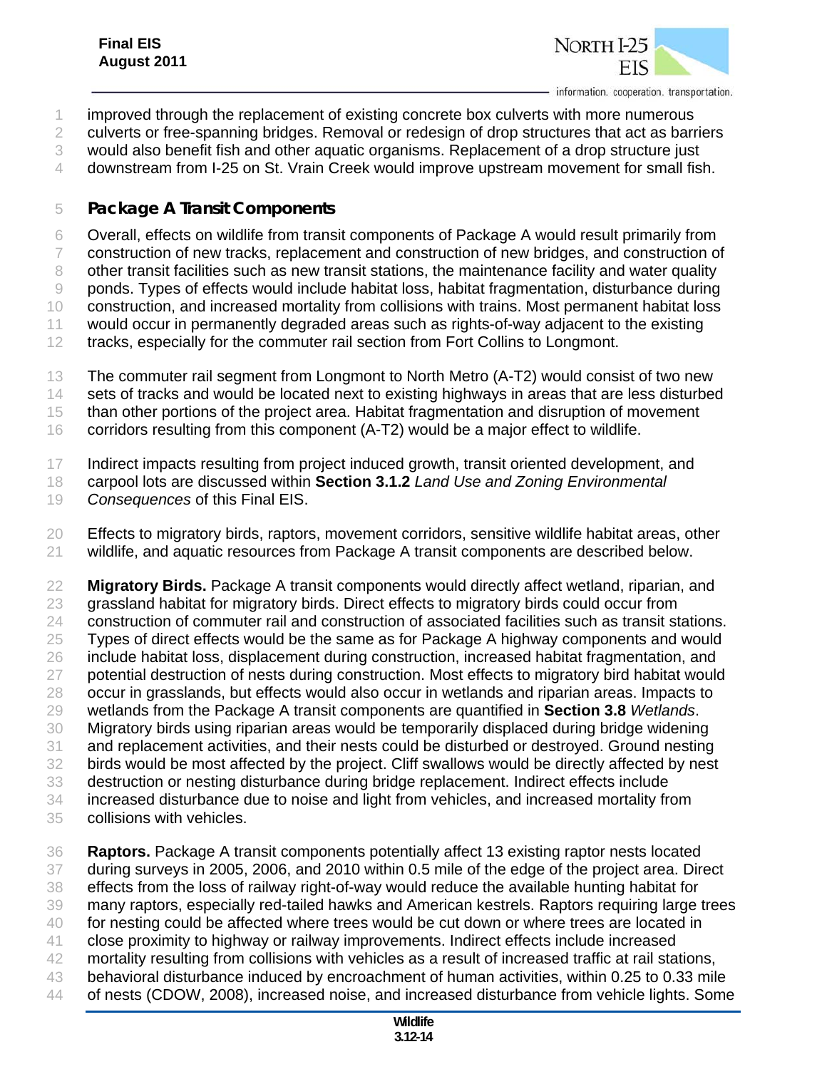improved through the replacement of existing concrete box culverts with more numerous culverts or free-spanning bridges. Removal or redesign of drop structures that act as barriers would also benefit fish and other aquatic organisms. Replacement of a drop structure just downstream from I-25 on St. Vrain Creek would improve upstream movement for small fish.

### Package A Transit Components

Overall, effects on wildlife from transit components of Package A would result primarily from construction of new tracks, replacement and construction of new bridges, and construction of other transit facilities such as new transit stations, the maintenance facility and water quality ponds. Types of effects include habitat loss, habitat fragmentation, disturbance during construction, and increased mortality from collisions with trains. Most permanent habitat loss would occur in permanently degraded areas such as rights-of-way adjacent to the existing tracks, especially for the commuter rail section from Fort Collins to Longmont.

The commuter rail segment from Longmont to North Metro (A-T2) would consist of two new sets of tracks and would be located next to existing highways in areas that are less disturbed than other portions of the project area. Habitat fragmentation and disruption of movement corridors resulting from this component (A-T2) would be a major effect to wildlife.

Indirect impacts resulting from project induced growth, transit oriented development, and carpool lots are discussed within **Section 3.1.2** *Land Use and Zoning Environmental Consequences* of this Final EIS.

Effects to migratory birds, raptors, movement corridors, sensitive wildlife habitat areas, other wildlife, and aquatic resources from Package A transit components are described below.

**Migratory Birds.** Package A transit components would directly affect wetland, riparian, and grassland habitat for migratory birds. Direct effects to migratory birds could occur from construction of commuter rail and construction of associated facilities such as transit stations. Types of direct effects would be the same as for Package A highway components and would include habitat loss, displacement during construction, increased habitat fragmentation, and potential destruction of nests during construction. Most effects to migratory bird habitat would occur in grasslands, but effects would also occur in wetlands and riparian areas. Impacts to wetlands from the Package A transit components are quantified in **Section 3.8** *Wetlands*. Migratory birds using riparian areas would be temporarily displaced during bridge widening and replacement activities, and their nests could be disturbed or destroyed. Ground nesting birds would be most affected by the project. Cliff swallows would be directly affected by nest destruction or nesting disturbance during bridge replacement. Indirect effects include increased disturbance due to noise and light from vehicles, and increased mortality from collisions with vehicles.

**Raptors.** Package A transit components potentially affect 13 existing raptor nests located during surveys in 2005, 2006, and 2010 within 0.5 mile of the edge of the project area. Direct effects from the loss of railway right-of-way would reduce the available hunting habitat for many raptors, especially red-tailed hawks and American kestrels. Raptors requiring large trees for nesting could be affected where trees would be cut down or where trees are located in close proximity to highway or railway improvements. Indirect effects include increased mortality resulting from collisions with vehicles as a result of increased traffic at rail stations, behavioral disturbance induced by encroachment of human activities, within 0.25 to 0.33 mile of nests (CDOW, 2008), increased noise, and increased disturbance from vehicle lights. Some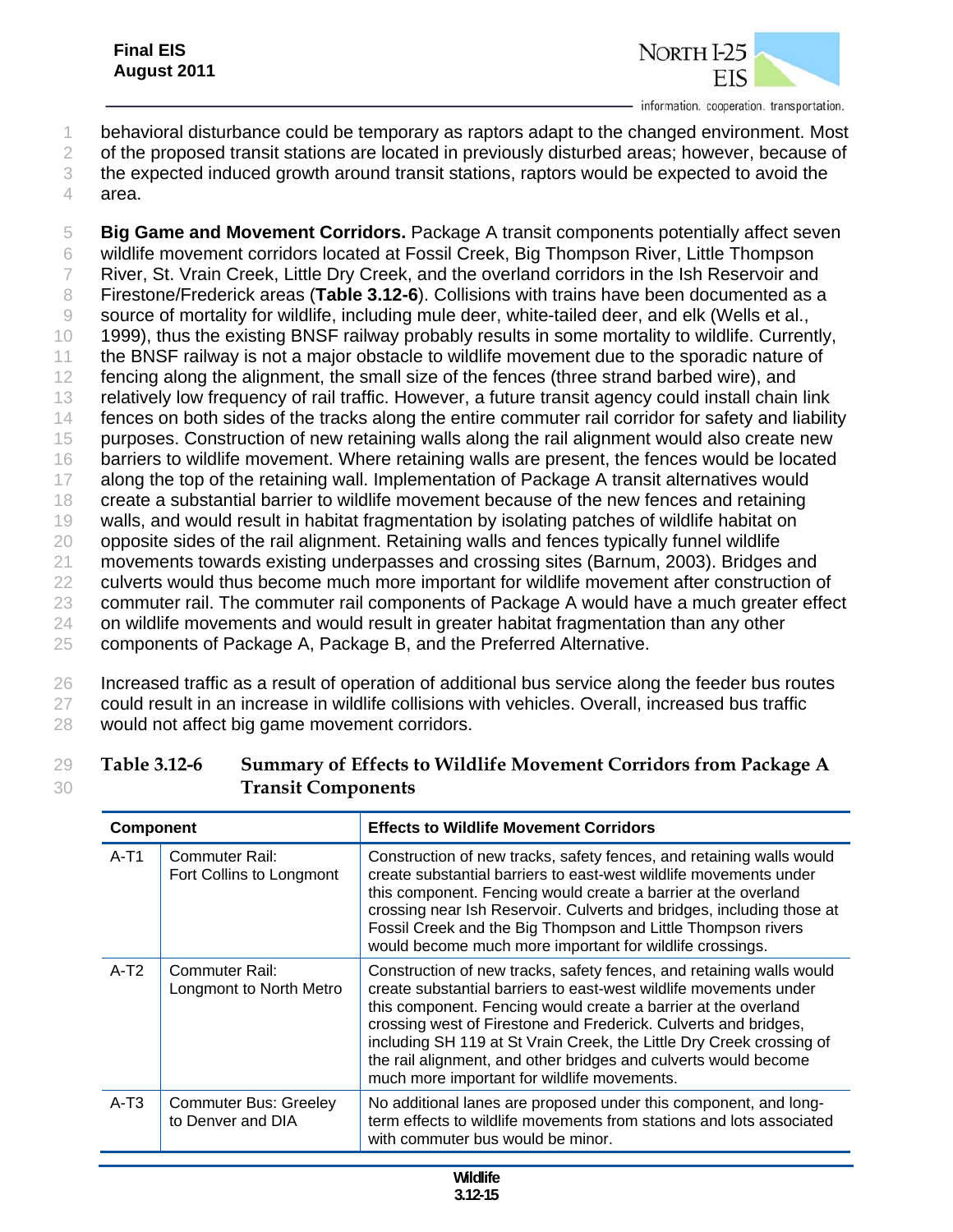behavioral disturbance could be temporary as raptors adapt to the changed environment. Most of the proposed transit stations are located in previously disturbed areas; however, because of the expected induced growth around transit stations, raptors would be expected to avoid the area.

**Big Game and Movement Corridors.** Package A transit components potentially affect seven wildlife movement corridors located at Fossil Creek, Big Thompson River, Little Thompson River, St. Vrain Creek, Little Dry Creek, and the overland corridors in the Ish Reservoir and Firestone/Frederick areas (**Table 3.12-6**). Collisions with trains have been documented as a source of mortality for wildlife, including mule deer, white-tailed deer, and elk (Wells et al., 1999), thus the existing BNSF railway probably results in some mortality to wildlife. Currently, the BNSF railway is not a major obstacle to wildlife movement due to the sporadic nature of fencing along the alignment, the small size of the fences (three strand barbed wire), and relatively low frequency of rail traffic. However, a future transit agency could install chain link fences on both sides of the tracks along the entire commuter rail corridor for safety and liability purposes. Construction of new retaining walls along the rail alignment would also create new barriers to wildlife movement. Where retaining walls are present, the fences would be located along the top of the retaining wall. Implementation of Package A transit alternatives would create a substantial barrier to wildlife movement because of the new fences and retaining walls, and would result in habitat fragmentation by isolating patches of wildlife habitat on opposite sides of the rail alignment. Retaining walls and fences typically funnel wildlife movements towards existing underpasses and crossing sites (Barnum, 2003). Bridges and culverts would thus become much more important for wildlife movement after construction of commuter rail. The commuter rail components of Package A would have a much greater effect on wildlife movements and would result in greater habitat fragmentation than any other components of Package A, Package B, and the Preferred Alternative.

Increased traffic as a result of operation of additional bus service along the feeder bus routes could result in an increase in wildlife collisions with vehicles. Overall, increased bus traffic would not affect big game movement corridors.

**Table 3.12-6 Summary of Effects to Wildlife Movement Corridors from Package A Transit Components**

| Component | | Effects to Wildlife Movement Corridors |
|---|---|---|
| A-T1 | Commuter Rail: Fort Collins to Longmont | Construction of new tracks, safety fences, and retaining walls would create substantial barriers to east-west wildlife movements under this component. Fencing would create a barrier at the overland crossing near Ish Reservoir. Culverts and bridges, including those at Fossil Creek and the Big Thompson and Little Thompson rivers would become much more important for wildlife crossings. |
| A-T2 | Commuter Rail: Longmont to North Metro | Construction of new tracks, safety fences, and retaining walls would create substantial barriers to east-west wildlife movements under this component. Fencing would create a barrier at the overland crossing west of Firestone and Frederick. Culverts and bridges, including SH 119 at St Vrain Creek, the Little Dry Creek crossing of the rail alignment, and other bridges and culverts would become much more important for wildlife movements. |
| A-T3 | Commuter Bus: Greeley to Denver and DIA | No additional lanes are proposed under this component, and long-term effects to wildlife movements from stations and lots associated with commuter bus would be minor. |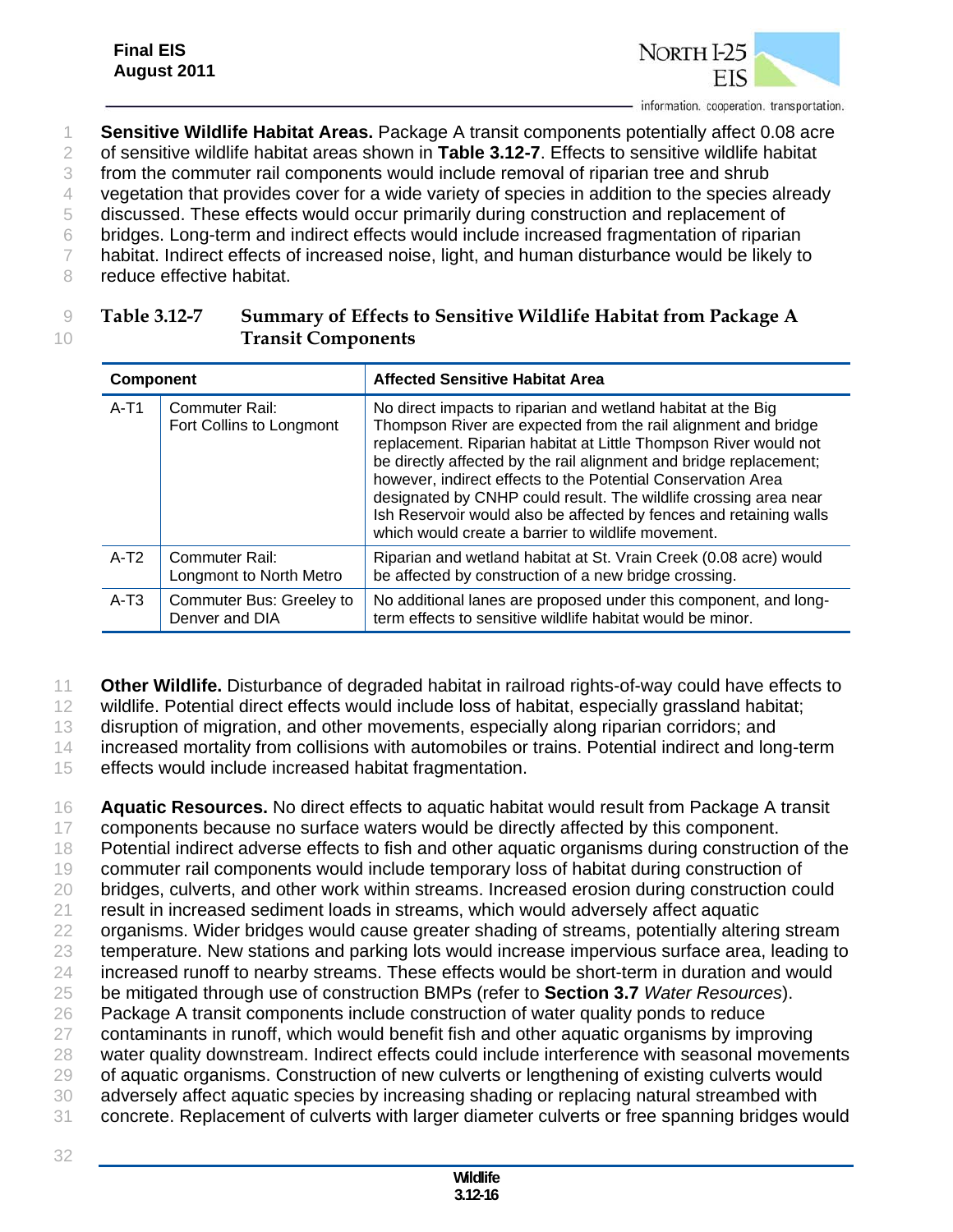**Sensitive Wildlife Habitat Areas.** Package A transit components potentially affect 0.08 acre of sensitive wildlife habitat areas shown in **Table 3.12-7**. Effects to sensitive wildlife habitat from the commuter rail components would include removal of riparian tree and shrub vegetation that provides cover for a wide variety of species in addition to the species already discussed. These effects would occur primarily during construction and replacement of bridges. Long-term and indirect effects would include increased fragmentation of riparian habitat. Indirect effects of increased noise, light, and human disturbance would be likely to reduce effective habitat.

**Table 3.12-7 Summary of Effects to Sensitive Wildlife Habitat from Package A Transit Components**

| Component | | Affected Sensitive Habitat Area |
|---|---|---|
| A-T1 | Commuter Rail: Fort Collins to Longmont | No direct impacts to riparian and wetland habitat at the Big Thompson River are expected from the rail alignment and bridge replacement. Riparian habitat at Little Thompson River would not be directly affected by the rail alignment and bridge replacement; however, indirect effects to the Potential Conservation Area designated by CNHP could result. The wildlife crossing area near Ish Reservoir would also be affected by fences and retaining walls which would create a barrier to wildlife movement. |
| A-T2 | Commuter Rail: Longmont to North Metro | Riparian and wetland habitat at St. Vrain Creek (0.08 acre) would be affected by construction of a new bridge crossing. |
| A-T3 | Commuter Bus: Greeley to Denver and DIA | No additional lanes are proposed under this component, and long-term effects to sensitive wildlife habitat would be minor. |

**Other Wildlife.** Disturbance of degraded habitat in railroad rights-of-way could have effects to wildlife. Potential direct effects would include loss of habitat, especially grassland habitat; disruption of migration, and other movements, especially along riparian corridors; and increased mortality from collisions with automobiles or trains. Potential indirect and long-term effects would include increased habitat fragmentation.

**Aquatic Resources.** No direct effects to aquatic habitat would result from Package A transit components because no surface waters would be directly affected by this component. Potential indirect adverse effects to fish and other aquatic organisms during construction of the commuter rail components would include temporary loss of habitat during construction of bridges, culverts, and other work within streams. Increased erosion during construction could result in increased sediment loads in streams, which would adversely affect aquatic organisms. Wider bridges would cause greater shading of streams, potentially altering stream temperature. New stations and parking lots would increase impervious surface area, leading to increased runoff to nearby streams. These effects would be short-term in duration and would be mitigated through use of construction BMPs (refer to **Section 3.7** *Water Resources*). Package A transit components include construction of water quality ponds to reduce contaminants in runoff, which would benefit fish and other aquatic organisms by improving water quality downstream. Indirect effects could include interference with seasonal movements of aquatic organisms. Construction of new culverts or lengthening of existing culverts would adversely affect aquatic species by increasing shading or replacing natural streambed with concrete. Replacement of culverts with larger diameter culverts or free spanning bridges would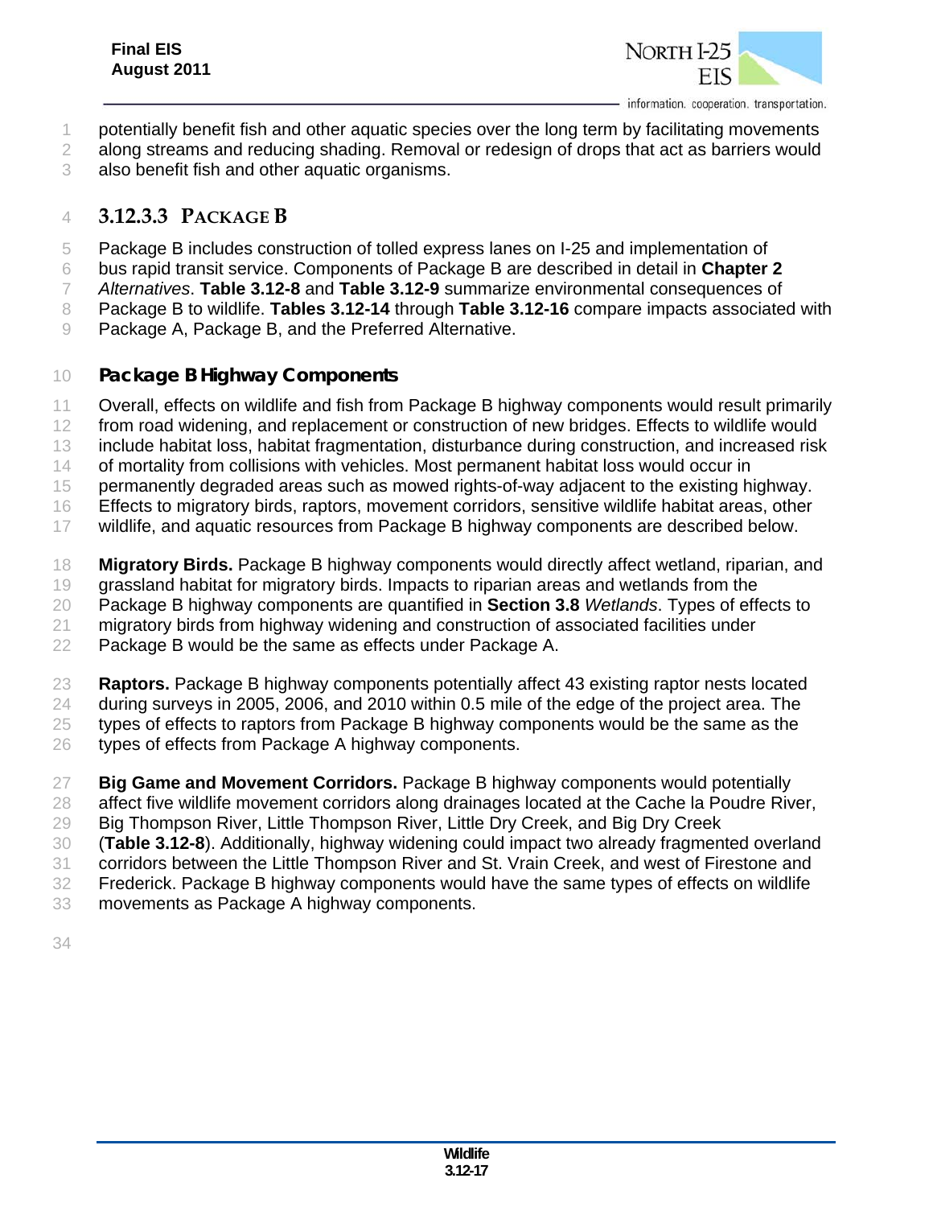potentially benefit fish and other aquatic species over the long term by facilitating movements along streams and reducing shading. Removal or redesign of drops that act as barriers would also benefit fish and other aquatic organisms.

### 3.12.3.3 Package B

Package B includes construction of tolled express lanes on I-25 and implementation of bus rapid transit service. Components of Package B are described in detail in **Chapter 2** *Alternatives*. **Table 3.12-8** and **Table 3.12-9** summarize environmental consequences of Package B to wildlife. **Tables 3.12-14** through **Table 3.12-16** compare impacts associated with Package A, Package B, and the Preferred Alternative.

#### Package B Highway Components

Overall, effects on wildlife and fish from Package B highway components would result primarily from road widening, and replacement or construction of new bridges. Effects to wildlife would include habitat loss, habitat fragmentation, disturbance during construction, and increased risk of mortality from collisions with vehicles. Most permanent habitat loss would occur in permanently degraded areas such as mowed rights-of-way adjacent to the existing highway. Effects to migratory birds, raptors, movement corridors, sensitive wildlife habitat areas, other wildlife, and aquatic resources from Package B highway components are described below.

**Migratory Birds.** Package B highway components would directly affect wetland, riparian, and grassland habitat for migratory birds. Impacts to riparian areas and wetlands from the Package B highway components are quantified in **Section 3.8** *Wetlands*. Types of effects to migratory birds from highway widening and construction of associated facilities under Package B would be the same as effects under Package A.

**Raptors.** Package B highway components potentially affect 43 existing raptor nests located during surveys in 2005, 2006, and 2010 within 0.5 mile of the edge of the project area. The types of effects to raptors from Package B highway components would be the same as the types of effects from Package A highway components.

**Big Game and Movement Corridors.** Package B highway components would potentially affect five wildlife movement corridors along drainages located at the Cache la Poudre River, Big Thompson River, Little Thompson River, Little Dry Creek, and Big Dry Creek (**Table 3.12-8**). Additionally, highway widening could impact two already fragmented overland corridors between the Little Thompson River and St. Vrain Creek, and west of Firestone and Frederick. Package B highway components would have the same types of effects on wildlife movements as Package A highway components.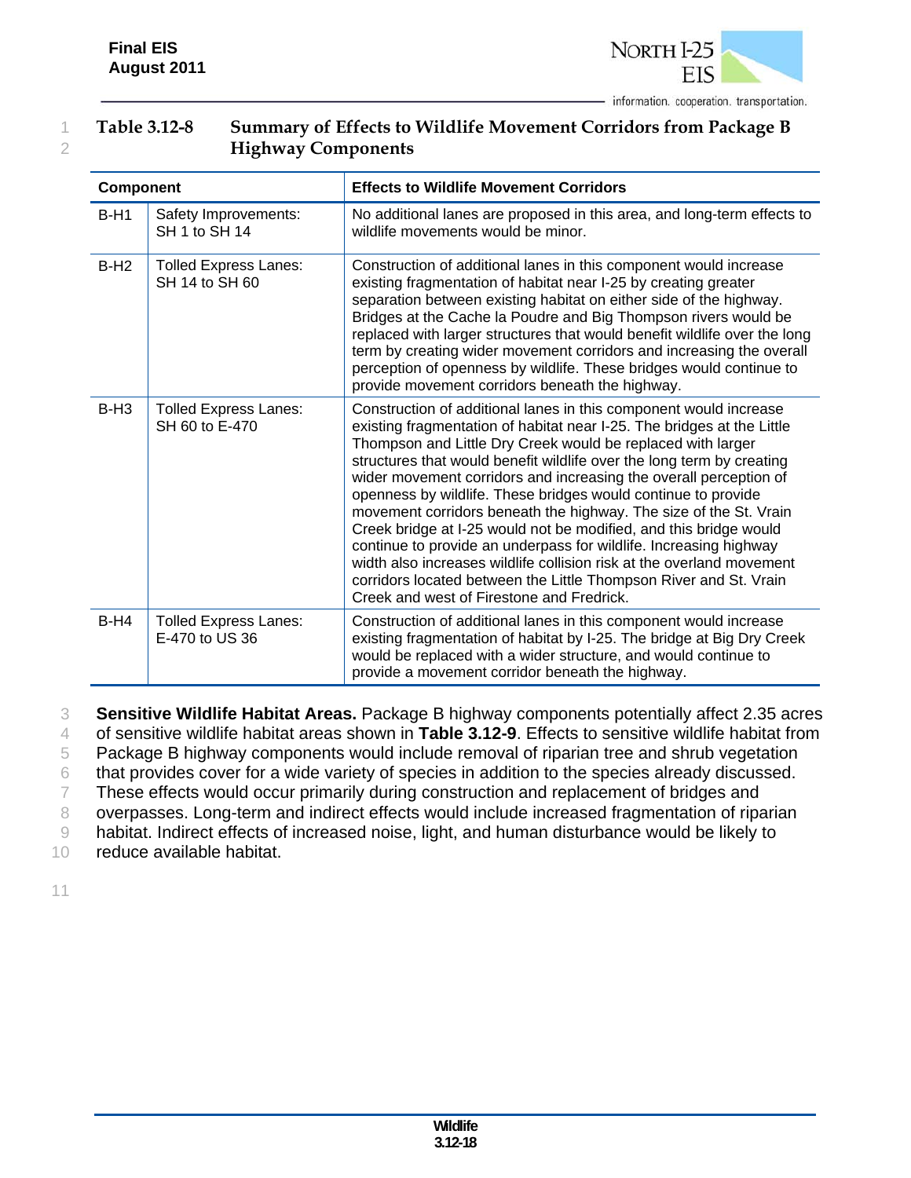**Table 3.12-8 Summary of Effects to Wildlife Movement Corridors from Package B Highway Components**

| Component | | Effects to Wildlife Movement Corridors |
|---|---|---|
| B-H1 | Safety Improvements: SH 1 to SH 14 | No additional lanes are proposed in this area, and long-term effects to wildlife movements would be minor. |
| B-H2 | Tolled Express Lanes: SH 14 to SH 60 | Construction of additional lanes in this component would increase existing fragmentation of habitat near I-25 by creating greater separation between existing habitat on either side of the highway. Bridges at the Cache la Poudre and Big Thompson rivers would be replaced with larger structures that would benefit wildlife over the long term by creating wider movement corridors and increasing the overall perception of openness by wildlife. These bridges would continue to provide movement corridors beneath the highway. |
| B-H3 | Tolled Express Lanes: SH 60 to E-470 | Construction of additional lanes in this component would increase existing fragmentation of habitat near I-25. The bridges at the Little Thompson and Little Dry Creek would be replaced with larger structures that would benefit wildlife over the long term by creating wider movement corridors and increasing the overall perception of openness by wildlife. These bridges would continue to provide movement corridors beneath the highway. The size of the St. Vrain Creek bridge at I-25 would not be modified, and this bridge would continue to provide an underpass for wildlife. Increasing highway width also increases wildlife collision risk at the overland movement corridors located between the Little Thompson River and St. Vrain Creek and west of Firestone and Fredrick. |
| B-H4 | Tolled Express Lanes: E-470 to US 36 | Construction of additional lanes in this component would increase existing fragmentation of habitat by I-25. The bridge at Big Dry Creek would be replaced with a wider structure, and would continue to provide a movement corridor beneath the highway. |

**Sensitive Wildlife Habitat Areas.** Package B highway components potentially affect 2.35 acres of sensitive wildlife habitat areas shown in **Table 3.12-9**. Effects to sensitive wildlife habitat from Package B highway components would include removal of riparian tree and shrub vegetation that provides cover for a wide variety of species in addition to the species already discussed. These effects would occur primarily during construction and replacement of bridges and overpasses. Long-term and indirect effects would include increased fragmentation of riparian habitat. Indirect effects of increased noise, light, and human disturbance would be likely to reduce available habitat.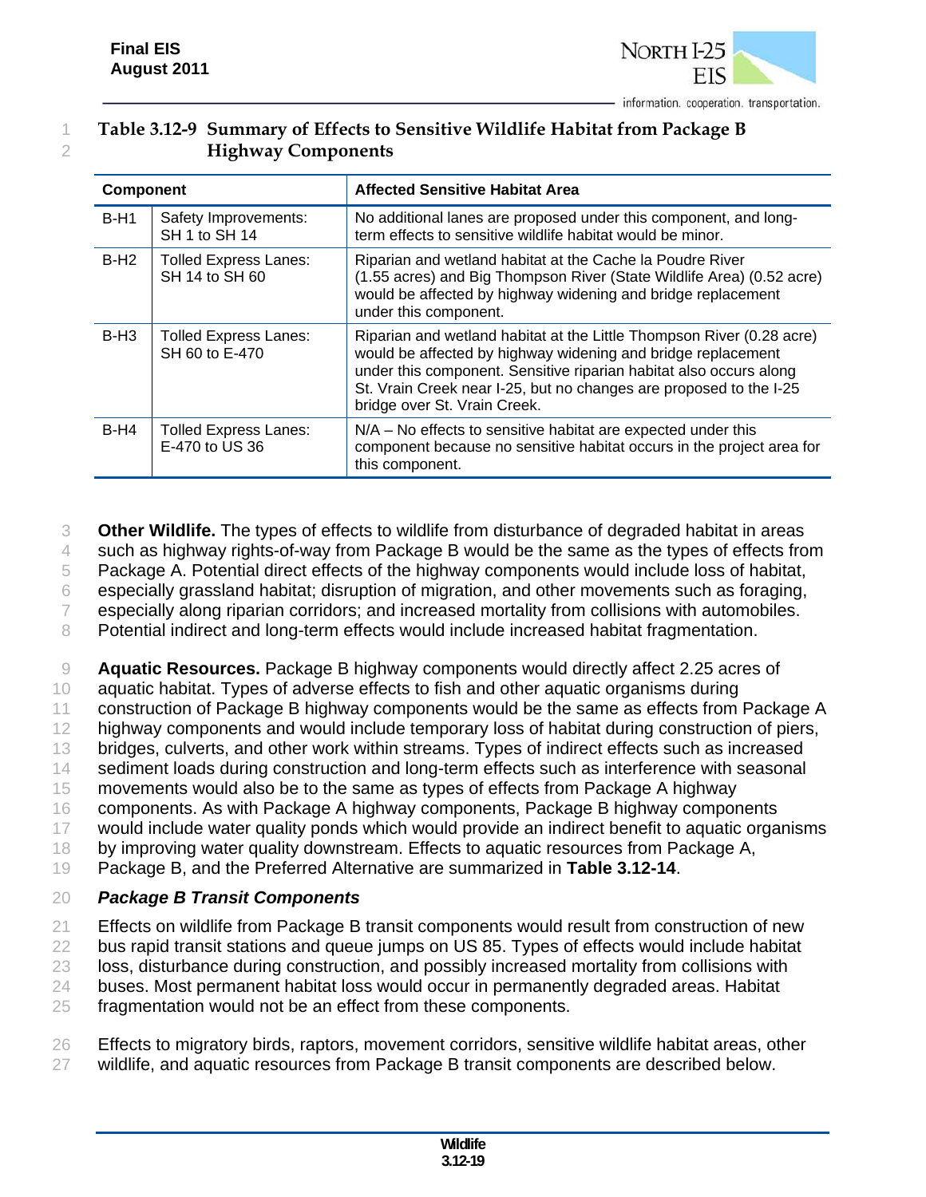**Table 3.12-9 Summary of Effects to Sensitive Wildlife Habitat from Package B Highway Components**

| Component | | Affected Sensitive Habitat Area |
|---|---|---|
| B-H1 | Safety Improvements: SH 1 to SH 14 | No additional lanes are proposed under this component, and long-term effects to sensitive wildlife habitat would be minor. |
| B-H2 | Tolled Express Lanes: SH 14 to SH 60 | Riparian and wetland habitat at the Cache la Poudre River (1.55 acres) and Big Thompson River (State Wildlife Area) (0.52 acre) would be affected by highway widening and bridge replacement under this component. |
| B-H3 | Tolled Express Lanes: SH 60 to E-470 | Riparian and wetland habitat at the Little Thompson River (0.28 acre) would be affected by highway widening and bridge replacement under this component. Sensitive riparian habitat also occurs along St. Vrain Creek near I-25, but no changes are proposed to the I-25 bridge over St. Vrain Creek. |
| B-H4 | Tolled Express Lanes: E-470 to US 36 | N/A – No effects to sensitive habitat are expected under this component because no sensitive habitat occurs in the project area for this component. |

**Other Wildlife.** The types of effects to wildlife from disturbance of degraded habitat in areas such as highway rights-of-way from Package B would be the same as the types of effects from Package A. Potential direct effects of the highway components would include loss of habitat, especially grassland habitat; disruption of migration, and other movements such as foraging, especially along riparian corridors; and increased mortality from collisions with automobiles. Potential indirect and long-term effects would include increased habitat fragmentation.

**Aquatic Resources.** Package B highway components would directly affect 2.25 acres of aquatic habitat. Types of adverse effects to fish and other aquatic organisms during construction of Package B highway components would be the same as effects from Package A highway components and would include temporary loss of habitat during construction of piers, bridges, culverts, and other work within streams. Types of indirect effects such as increased sediment loads during construction and long-term effects such as interference with seasonal movements would also be to the same as types of effects from Package A highway components. As with Package A highway components, Package B highway components would include water quality ponds which would provide an indirect benefit to aquatic organisms by improving water quality downstream. Effects to aquatic resources from Package A, Package B, and the Preferred Alternative are summarized in **Table 3.12-14**.

### *Package B Transit Components*

Effects on wildlife from Package B transit components would result from construction of new bus rapid transit stations and queue jumps on US 85. Types of effects would include habitat loss, disturbance during construction, and possibly increased mortality from collisions with buses. Most permanent habitat loss would occur in permanently degraded areas. Habitat fragmentation would not be an effect from these components.

Effects to migratory birds, raptors, movement corridors, sensitive wildlife habitat areas, other wildlife, and aquatic resources from Package B transit components are described below.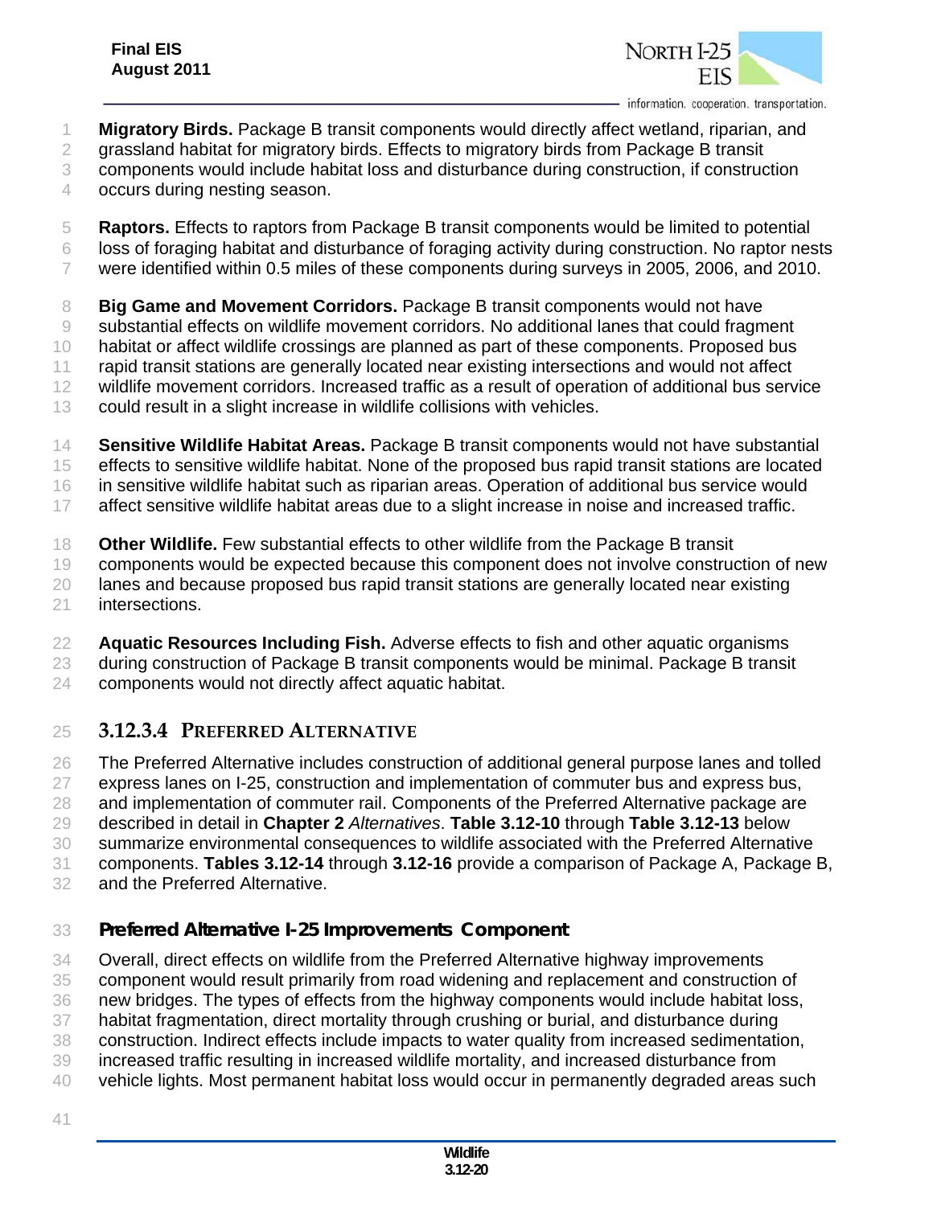**Migratory Birds.** Package B transit components would directly affect wetland, riparian, and grassland habitat for migratory birds. Effects to migratory birds from Package B transit components would include habitat loss and disturbance during construction, if construction occurs during nesting season.

**Raptors.** Effects to raptors from Package B transit components would be limited to potential loss of foraging habitat and disturbance of foraging activity during construction. No raptor nests were identified within 0.5 miles of these components during surveys in 2005, 2006, and 2010.

**Big Game and Movement Corridors.** Package B transit components would not have substantial effects on wildlife movement corridors. No additional lanes that could fragment habitat or affect wildlife crossings are planned as part of these components. Proposed bus rapid transit stations are generally located near existing intersections and would not affect wildlife movement corridors. Increased traffic as a result of operation of additional bus service could result in a slight increase in wildlife collisions with vehicles.

**Sensitive Wildlife Habitat Areas.** Package B transit components would not have substantial effects to sensitive wildlife habitat. None of the proposed bus rapid transit stations are located in sensitive wildlife habitat such as riparian areas. Operation of additional bus service would affect sensitive wildlife habitat areas due to a slight increase in noise and increased traffic.

**Other Wildlife.** Few substantial effects to other wildlife from the Package B transit components would be expected because this component does not involve construction of new lanes and because proposed bus rapid transit stations are generally located near existing intersections.

**Aquatic Resources Including Fish.** Adverse effects to fish and other aquatic organisms during construction of Package B transit components would be minimal. Package B transit components would not directly affect aquatic habitat.

### 3.12.3.4 Preferred Alternative

The Preferred Alternative includes construction of additional general purpose lanes and tolled express lanes on I-25, construction and implementation of commuter bus and express bus, and implementation of commuter rail. Components of the Preferred Alternative package are described in detail in **Chapter 2** *Alternatives*. **Table 3.12-10** through **Table 3.12-13** below summarize environmental consequences to wildlife associated with the Preferred Alternative components. **Tables 3.12-14** through **3.12-16** provide a comparison of Package A, Package B, and the Preferred Alternative.

#### *Preferred Alternative I-25 Improvements Component*

Overall, direct effects on wildlife from the Preferred Alternative highway improvements component would result primarily from road widening and replacement and construction of new bridges. The types of effects from the highway components would include habitat loss, habitat fragmentation, direct mortality through crushing or burial, and disturbance during construction. Indirect effects include impacts to water quality from increased sedimentation, increased traffic resulting in increased wildlife mortality, and increased disturbance from vehicle lights. Most permanent habitat loss would occur in permanently degraded areas such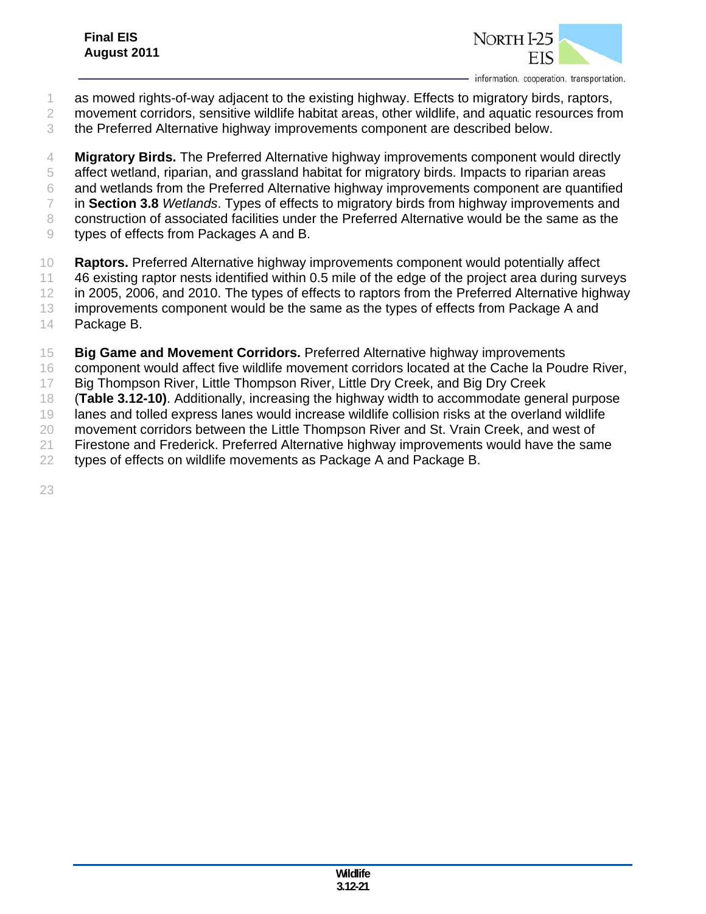as mowed rights-of-way adjacent to the existing highway. Effects to migratory birds, raptors, movement corridors, sensitive wildlife habitat areas, other wildlife, and aquatic resources from the Preferred Alternative highway improvements component are described below.

**Migratory Birds.** The Preferred Alternative highway improvements component would directly affect wetland, riparian, and grassland habitat for migratory birds. Impacts to riparian areas and wetlands from the Preferred Alternative highway improvements component are quantified in **Section 3.8** *Wetlands*. Types of effects to migratory birds from highway improvements and construction of associated facilities under the Preferred Alternative would be the same as the types of effects from Packages A and B.

**Raptors.** Preferred Alternative highway improvements component would potentially affect 46 existing raptor nests identified within 0.5 mile of the edge of the project area during surveys in 2005, 2006, and 2010. The types of effects to raptors from the Preferred Alternative highway improvements component would be the same as the types of effects from Package A and Package B.

**Big Game and Movement Corridors.** Preferred Alternative highway improvements component would affect five wildlife movement corridors located at the Cache la Poudre River, Big Thompson River, Little Thompson River, Little Dry Creek, and Big Dry Creek (**Table 3.12-10)**. Additionally, increasing the highway width to accommodate general purpose lanes and tolled express lanes would increase wildlife collision risks at the overland wildlife movement corridors between the Little Thompson River and St. Vrain Creek, and west of Firestone and Frederick. Preferred Alternative highway improvements would have the same types of effects on wildlife movements as Package A and Package B.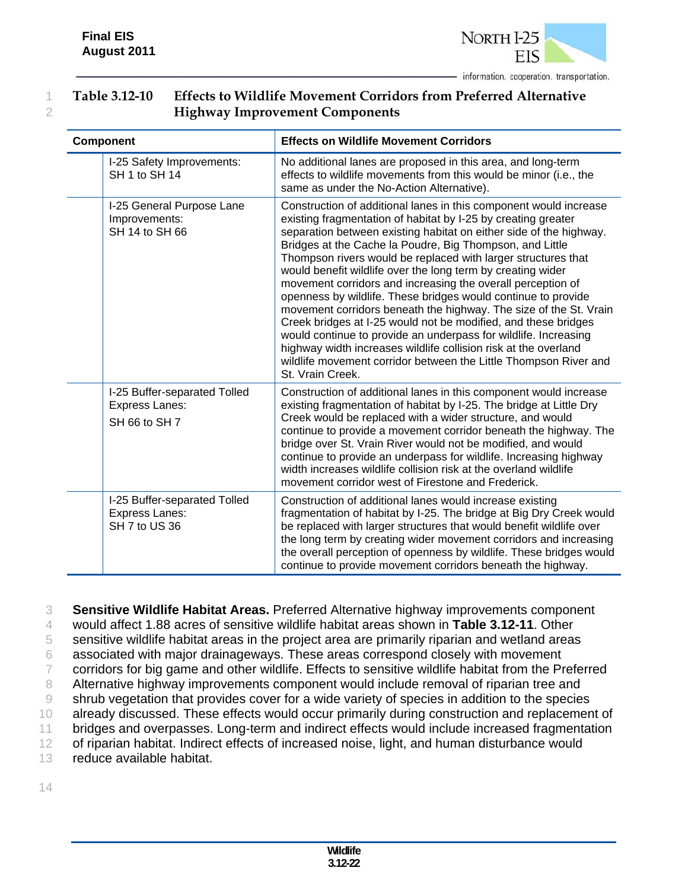**Table 3.12-10 Effects to Wildlife Movement Corridors from Preferred Alternative Highway Improvement Components**

| Component | Effects on Wildlife Movement Corridors |
|---|---|
| I-25 Safety Improvements: SH 1 to SH 14 | No additional lanes are proposed in this area, and long-term effects to wildlife movements from this would be minor (i.e., the same as under the No-Action Alternative). |
| I-25 General Purpose Lane Improvements: SH 14 to SH 66 | Construction of additional lanes in this component would increase existing fragmentation of habitat by I-25 by creating greater separation between existing habitat on either side of the highway. Bridges at the Cache la Poudre, Big Thompson, and Little Thompson rivers would be replaced with larger structures that would benefit wildlife over the long term by creating wider movement corridors and increasing the overall perception of openness by wildlife. These bridges would continue to provide movement corridors beneath the highway. The size of the St. Vrain Creek bridges at I-25 would not be modified, and these bridges would continue to provide an underpass for wildlife. Increasing highway width increases wildlife collision risk at the overland wildlife movement corridor between the Little Thompson River and St. Vrain Creek. |
| I-25 Buffer-separated Tolled Express Lanes: SH 66 to SH 7 | Construction of additional lanes in this component would increase existing fragmentation of habitat by I-25. The bridge at Little Dry Creek would be replaced with a wider structure, and would continue to provide a movement corridor beneath the highway. The bridge over St. Vrain River would not be modified, and would continue to provide an underpass for wildlife. Increasing highway width increases wildlife collision risk at the overland wildlife movement corridor west of Firestone and Frederick. |
| I-25 Buffer-separated Tolled Express Lanes: SH 7 to US 36 | Construction of additional lanes would increase existing fragmentation of habitat by I-25. The bridge at Big Dry Creek would be replaced with larger structures that would benefit wildlife over the long term by creating wider movement corridors and increasing the overall perception of openness by wildlife. These bridges would continue to provide movement corridors beneath the highway. |

**Sensitive Wildlife Habitat Areas.** Preferred Alternative highway improvements component would affect 1.88 acres of sensitive wildlife habitat areas shown in **Table 3.12-11**. Other sensitive wildlife habitat areas in the project area are primarily riparian and wetland areas associated with major drainageways. These areas correspond closely with movement corridors for big game and other wildlife. Effects to sensitive wildlife habitat from the Preferred Alternative highway improvements component would include removal of riparian tree and shrub vegetation that provides cover for a wide variety of species in addition to the species already discussed. These effects would occur primarily during construction and replacement of bridges and overpasses. Long-term and indirect effects would include increased fragmentation of riparian habitat. Indirect effects of increased noise, light, and human disturbance would reduce available habitat.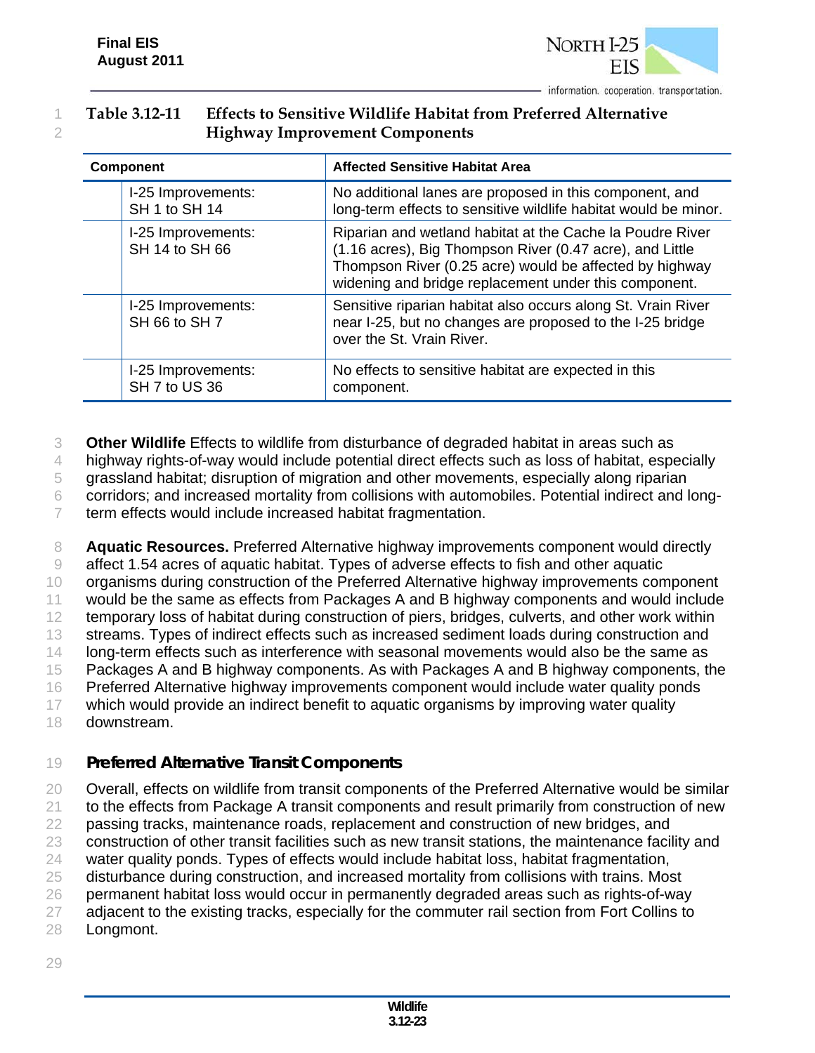**Table 3.12-11 Effects to Sensitive Wildlife Habitat from Preferred Alternative Highway Improvement Components**

| Component | Affected Sensitive Habitat Area |
|---|---|
| I-25 Improvements: SH 1 to SH 14 | No additional lanes are proposed in this component, and long-term effects to sensitive wildlife habitat would be minor. |
| I-25 Improvements: SH 14 to SH 66 | Riparian and wetland habitat at the Cache la Poudre River (1.16 acres), Big Thompson River (0.47 acre), and Little Thompson River (0.25 acre) would be affected by highway widening and bridge replacement under this component. |
| I-25 Improvements: SH 66 to SH 7 | Sensitive riparian habitat also occurs along St. Vrain River near I-25, but no changes are proposed to the I-25 bridge over the St. Vrain River. |
| I-25 Improvements: SH 7 to US 36 | No effects to sensitive habitat are expected in this component. |

**Other Wildlife** Effects to wildlife from disturbance of degraded habitat in areas such as highway rights-of-way would include potential direct effects such as loss of habitat, especially grassland habitat; disruption of migration and other movements, especially along riparian corridors; and increased mortality from collisions with automobiles. Potential indirect and long-term effects would include increased habitat fragmentation.

**Aquatic Resources.** Preferred Alternative highway improvements component would directly affect 1.54 acres of aquatic habitat. Types of adverse effects to fish and other aquatic organisms during construction of the Preferred Alternative highway improvements component would be the same as effects from Packages A and B highway components and would include temporary loss of habitat during construction of piers, bridges, culverts, and other work within streams. Types of indirect effects such as increased sediment loads during construction and long-term effects such as interference with seasonal movements would also be the same as Packages A and B highway components. As with Packages A and B highway components, the Preferred Alternative highway improvements component would include water quality ponds which would provide an indirect benefit to aquatic organisms by improving water quality downstream.

### Preferred Alternative Transit Components

Overall, effects on wildlife from transit components of the Preferred Alternative would be similar to the effects from Package A transit components and result primarily from construction of new passing tracks, maintenance roads, replacement and construction of new bridges, and construction of other transit facilities such as new transit stations, the maintenance facility and water quality ponds. Types of effects would include habitat loss, habitat fragmentation, disturbance during construction, and increased mortality from collisions with trains. Most permanent habitat loss would occur in permanently degraded areas such as rights-of-way adjacent to the existing tracks, especially for the commuter rail section from Fort Collins to Longmont.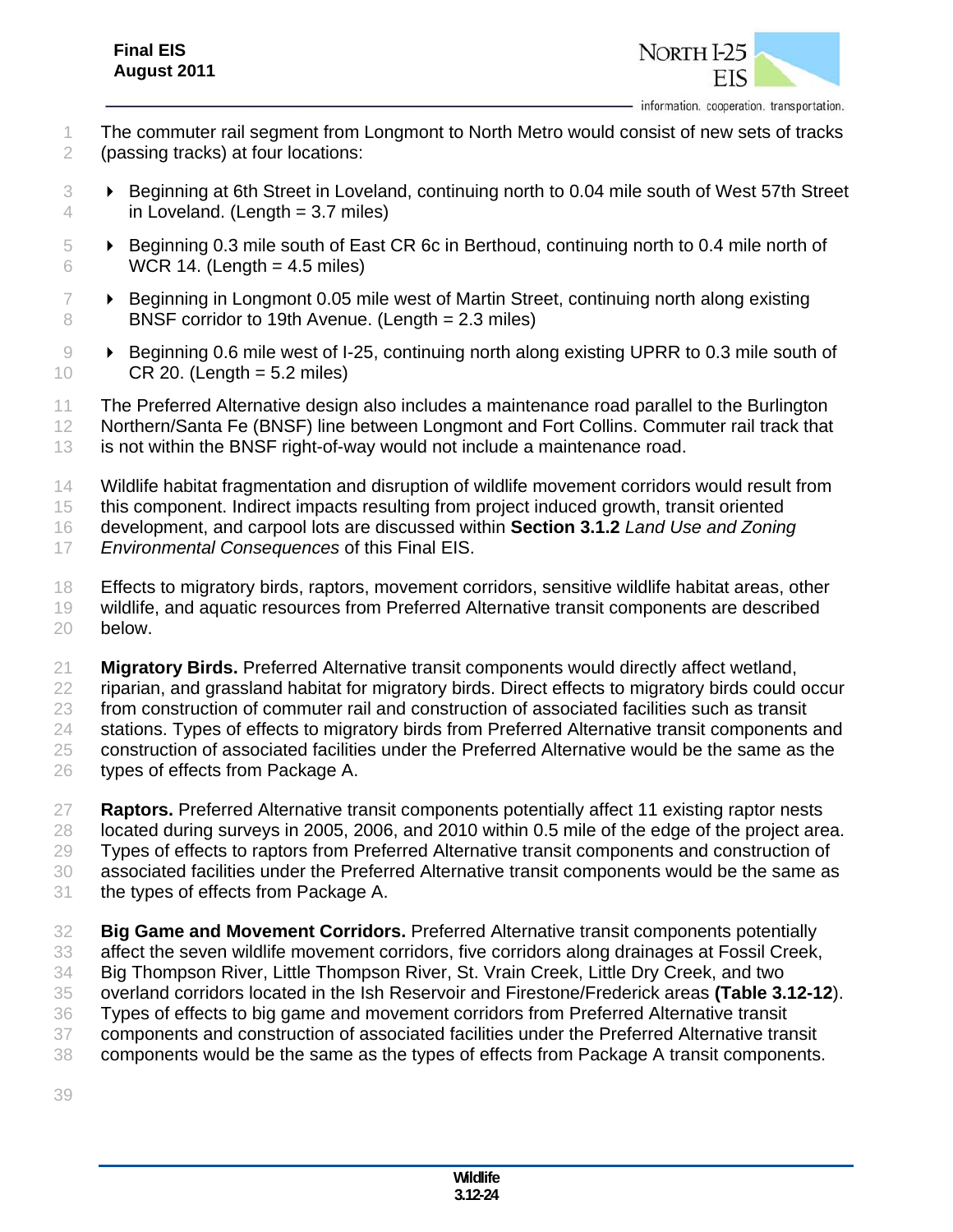The commuter rail segment from Longmont to North Metro would consist of new sets of tracks (passing tracks) at four locations:

- Beginning at 6th Street in Loveland, continuing north to 0.04 mile south of West 57th Street in Loveland. (Length = 3.7 miles)
- Beginning 0.3 mile south of East CR 6c in Berthoud, continuing north to 0.4 mile north of WCR 14. (Length = 4.5 miles)
- Beginning in Longmont 0.05 mile west of Martin Street, continuing north along existing BNSF corridor to 19th Avenue. (Length = 2.3 miles)
- Beginning 0.6 mile west of I-25, continuing north along existing UPRR to 0.3 mile south of CR 20. (Length = 5.2 miles)

The Preferred Alternative design also includes a maintenance road parallel to the Burlington Northern/Santa Fe (BNSF) line between Longmont and Fort Collins. Commuter rail track that is not within the BNSF right-of-way would not include a maintenance road.

Wildlife habitat fragmentation and disruption of wildlife movement corridors would result from this component. Indirect impacts resulting from project induced growth, transit oriented development, and carpool lots are discussed within **Section 3.1.2** *Land Use and Zoning Environmental Consequences* of this Final EIS.

Effects to migratory birds, raptors, movement corridors, sensitive wildlife habitat areas, other wildlife, and aquatic resources from Preferred Alternative transit components are described below.

**Migratory Birds.** Preferred Alternative transit components would directly affect wetland, riparian, and grassland habitat for migratory birds. Direct effects to migratory birds could occur from construction of commuter rail and construction of associated facilities such as transit stations. Types of effects to migratory birds from Preferred Alternative transit components and construction of associated facilities under the Preferred Alternative would be the same as the types of effects from Package A.

**Raptors.** Preferred Alternative transit components potentially affect 11 existing raptor nests located during surveys in 2005, 2006, and 2010 within 0.5 mile of the edge of the project area. Types of effects to raptors from Preferred Alternative transit components and construction of associated facilities under the Preferred Alternative transit components would be the same as the types of effects from Package A.

**Big Game and Movement Corridors.** Preferred Alternative transit components potentially affect the seven wildlife movement corridors, five corridors along drainages at Fossil Creek, Big Thompson River, Little Thompson River, St. Vrain Creek, Little Dry Creek, and two overland corridors located in the Ish Reservoir and Firestone/Frederick areas **(Table 3.12-12**). Types of effects to big game and movement corridors from Preferred Alternative transit components and construction of associated facilities under the Preferred Alternative transit components would be the same as the types of effects from Package A transit components.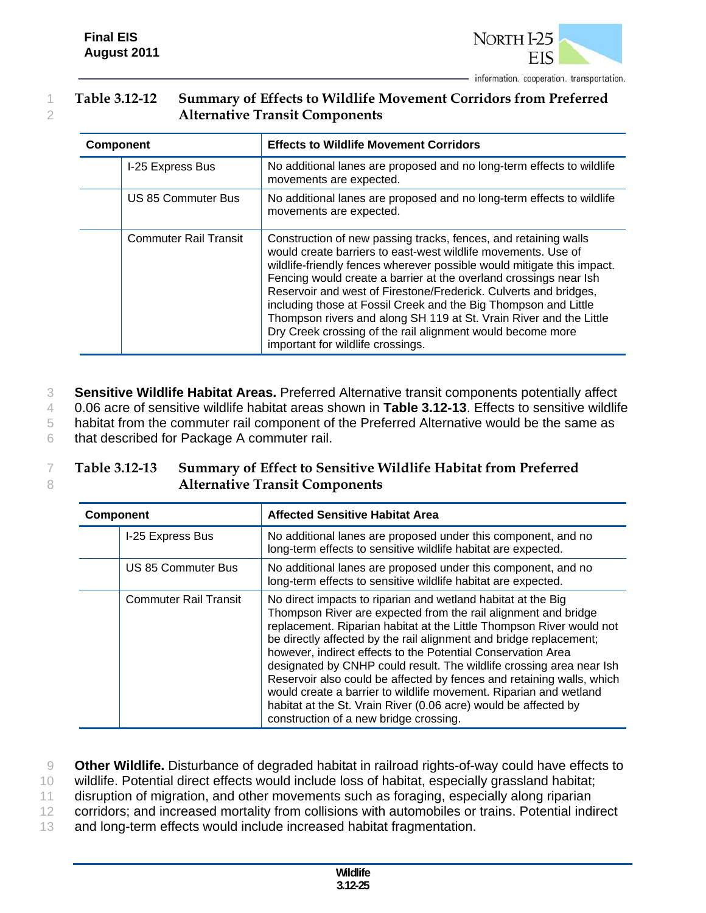**Table 3.12-12 Summary of Effects to Wildlife Movement Corridors from Preferred Alternative Transit Components**

| Component | | Effects to Wildlife Movement Corridors |
|---|---|---|
| | I-25 Express Bus | No additional lanes are proposed and no long-term effects to wildlife movements are expected. |
| | US 85 Commuter Bus | No additional lanes are proposed and no long-term effects to wildlife movements are expected. |
| | Commuter Rail Transit | Construction of new passing tracks, fences, and retaining walls would create barriers to east-west wildlife movements. Use of wildlife-friendly fences wherever possible would mitigate this impact. Fencing would create a barrier at the overland crossings near Ish Reservoir and west of Firestone/Frederick. Culverts and bridges, including those at Fossil Creek and the Big Thompson and Little Thompson rivers and along SH 119 at St. Vrain River and the Little Dry Creek crossing of the rail alignment would become more important for wildlife crossings. |

**Sensitive Wildlife Habitat Areas.** Preferred Alternative transit components potentially affect 0.06 acre of sensitive wildlife habitat areas shown in **Table 3.12-13**. Effects to sensitive wildlife habitat from the commuter rail component of the Preferred Alternative would be the same as that described for Package A commuter rail.

**Table 3.12-13 Summary of Effect to Sensitive Wildlife Habitat from Preferred Alternative Transit Components**

| Component | | Affected Sensitive Habitat Area |
|---|---|---|
| | I-25 Express Bus | No additional lanes are proposed under this component, and no long-term effects to sensitive wildlife habitat are expected. |
| | US 85 Commuter Bus | No additional lanes are proposed under this component, and no long-term effects to sensitive wildlife habitat are expected. |
| | Commuter Rail Transit | No direct impacts to riparian and wetland habitat at the Big Thompson River are expected from the rail alignment and bridge replacement. Riparian habitat at the Little Thompson River would not be directly affected by the rail alignment and bridge replacement; however, indirect effects to the Potential Conservation Area designated by CNHP could result. The wildlife crossing area near Ish Reservoir also could be affected by fences and retaining walls, which would create a barrier to wildlife movement. Riparian and wetland habitat at the St. Vrain River (0.06 acre) would be affected by construction of a new bridge crossing. |

**Other Wildlife.** Disturbance of degraded habitat in railroad rights-of-way could have effects to wildlife. Potential direct effects would include loss of habitat, especially grassland habitat; disruption of migration, and other movements such as foraging, especially along riparian corridors; and increased mortality from collisions with automobiles or trains. Potential indirect and long-term effects would include increased habitat fragmentation.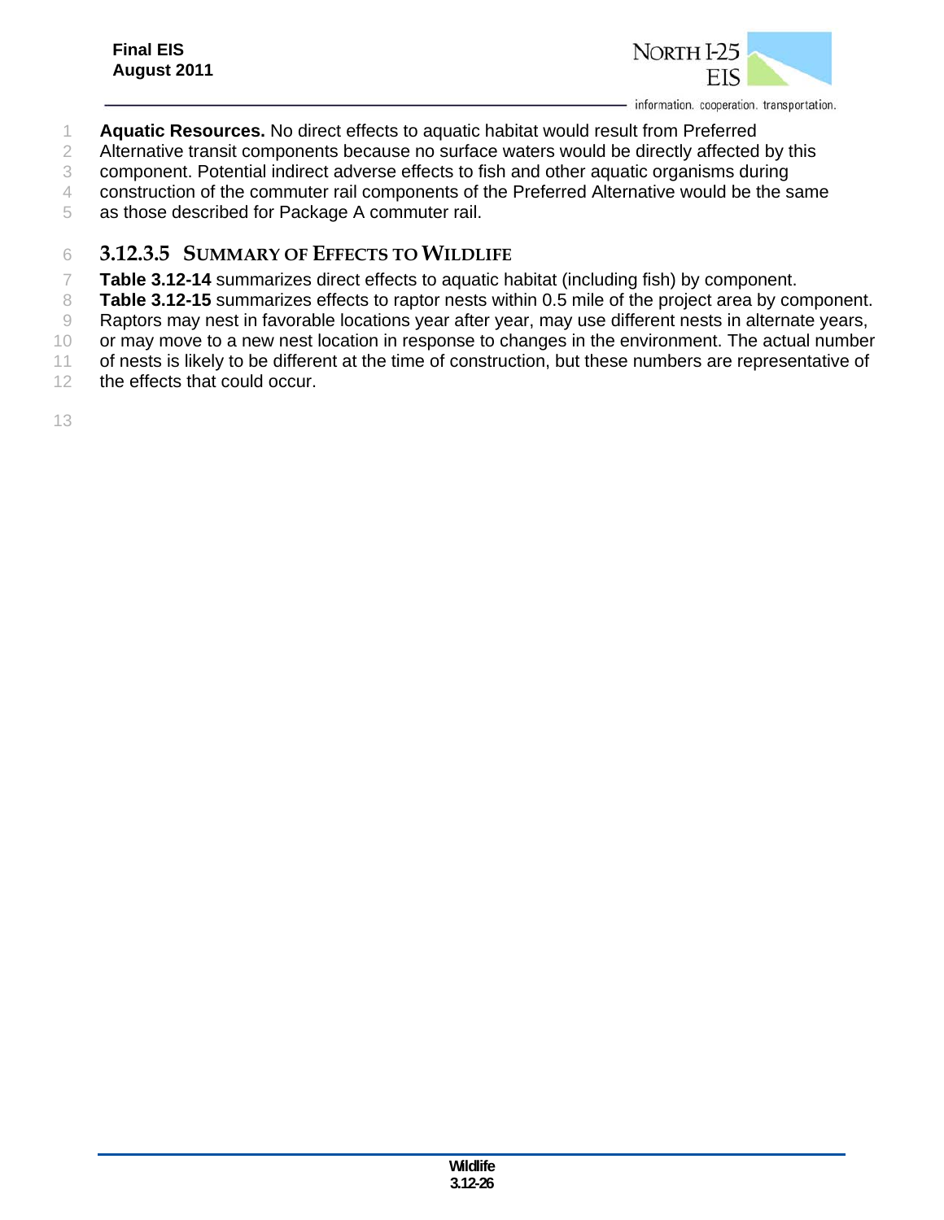**Aquatic Resources.** No direct effects to aquatic habitat would result from Preferred Alternative transit components because no surface waters would be directly affected by this component. Potential indirect adverse effects to fish and other aquatic organisms during construction of the commuter rail components of the Preferred Alternative would be the same as those described for Package A commuter rail.

### 3.12.3.5 SUMMARY OF EFFECTS TO WILDLIFE

**Table 3.12-14** summarizes direct effects to aquatic habitat (including fish) by component.

**Table 3.12-15** summarizes effects to raptor nests within 0.5 mile of the project area by component. Raptors may nest in favorable locations year after year, may use different nests in alternate years, or may move to a new nest location in response to changes in the environment. The actual number of nests is likely to be different at the time of construction, but these numbers are representative of the effects that could occur.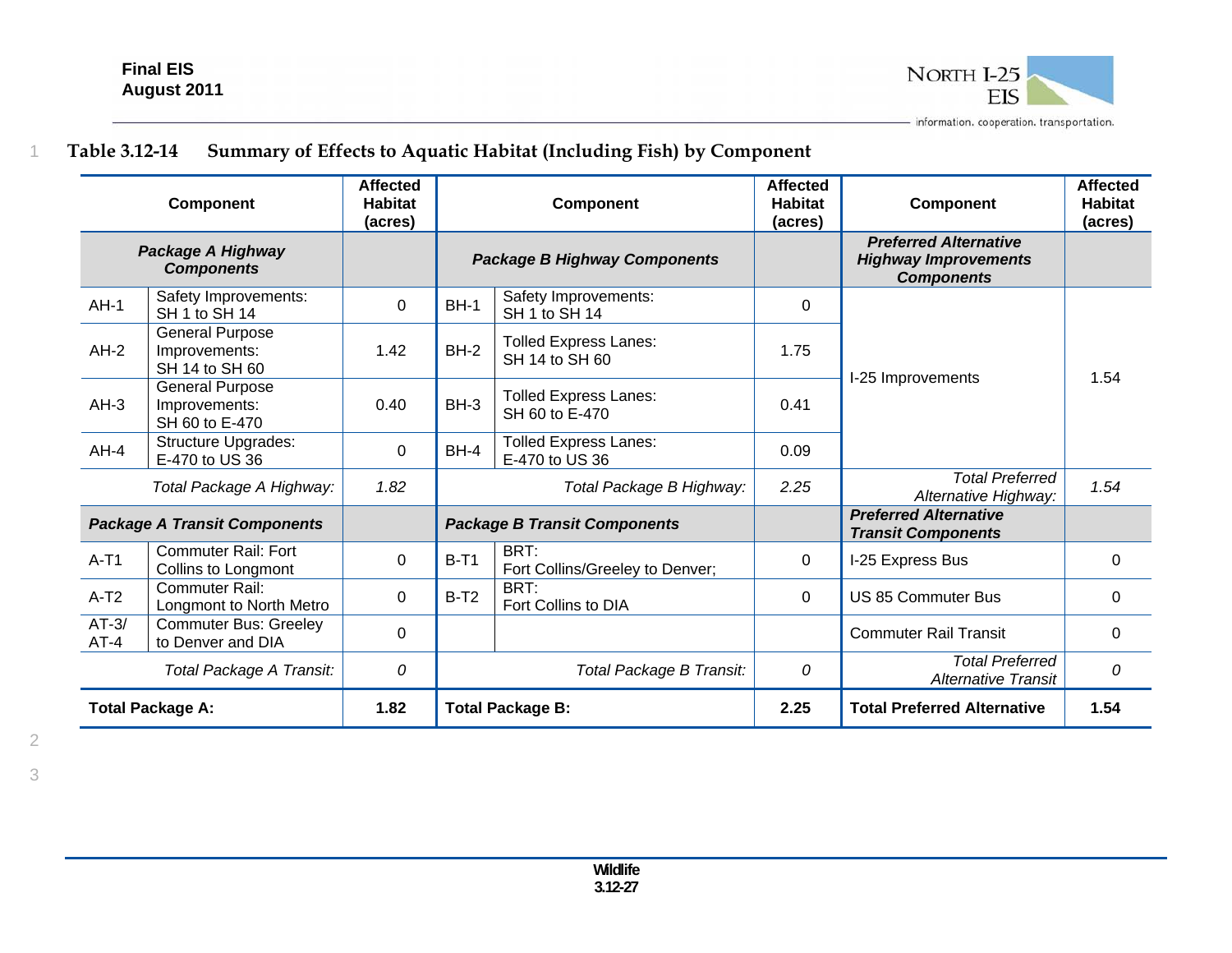**Table 3.12-14 Summary of Effects to Aquatic Habitat (Including Fish) by Component**

| Component | | Affected Habitat (acres) | Component | | Affected Habitat (acres) | Component | Affected Habitat (acres) |
|---|---|---|---|---|---|---|---|
| ***Package A Highway Components*** | | | ***Package B Highway Components*** | | | ***Preferred Alternative Highway Improvements Components*** | |
| AH-1 | Safety Improvements: SH 1 to SH 14 | 0 | BH-1 | Safety Improvements: SH 1 to SH 14 | 0 | I-25 Improvements | 1.54 |
| AH-2 | General Purpose Improvements: SH 14 to SH 60 | 1.42 | BH-2 | Tolled Express Lanes: SH 14 to SH 60 | 1.75 | | |
| AH-3 | General Purpose Improvements: SH 60 to E-470 | 0.40 | BH-3 | Tolled Express Lanes: SH 60 to E-470 | 0.41 | | |
| AH-4 | Structure Upgrades: E-470 to US 36 | 0 | BH-4 | Tolled Express Lanes: E-470 to US 36 | 0.09 | | |
| *Total Package A Highway:* | | *1.82* | *Total Package B Highway:* | | *2.25* | *Total Preferred Alternative Highway:* | *1.54* |
| ***Package A Transit Components*** | | | ***Package B Transit Components*** | | | ***Preferred Alternative Transit Components*** | |
| A-T1 | Commuter Rail: Fort Collins to Longmont | 0 | B-T1 | BRT: Fort Collins/Greeley to Denver; | 0 | I-25 Express Bus | 0 |
| A-T2 | Commuter Rail: Longmont to North Metro | 0 | B-T2 | BRT: Fort Collins to DIA | 0 | US 85 Commuter Bus | 0 |
| AT-3/ AT-4 | Commuter Bus: Greeley to Denver and DIA | 0 | | | | Commuter Rail Transit | 0 |
| *Total Package A Transit:* | | *0* | *Total Package B Transit:* | | *0* | *Total Preferred Alternative Transit* | *0* |
| **Total Package A:** | | **1.82** | **Total Package B:** | | **2.25** | **Total Preferred Alternative** | **1.54** |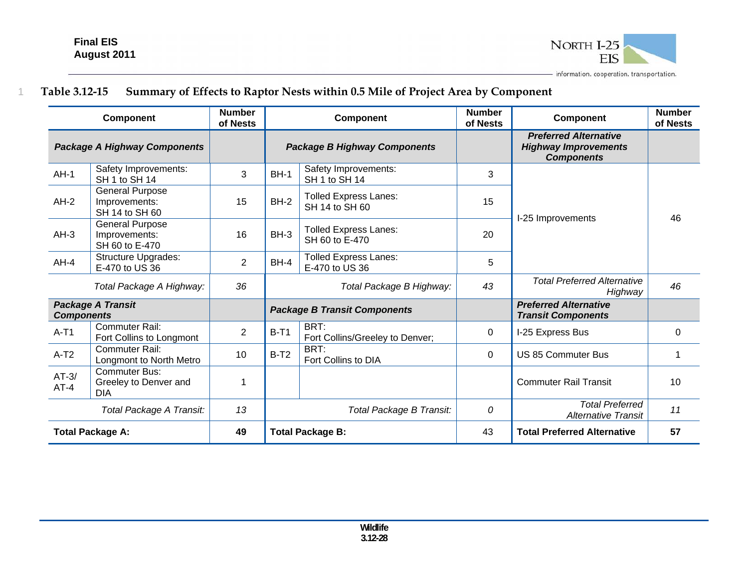**Table 3.12-15 Summary of Effects to Raptor Nests within 0.5 Mile of Project Area by Component**

| Component | | Number of Nests | Component | | Number of Nests | Component | Number of Nests |
|---|---|---|---|---|---|---|---|
| ***Package A Highway Components*** | | | ***Package B Highway Components*** | | | ***Preferred Alternative Highway Improvements Components*** | |
| AH-1 | Safety Improvements: SH 1 to SH 14 | 3 | BH-1 | Safety Improvements: SH 1 to SH 14 | 3 | I-25 Improvements | 46 |
| AH-2 | General Purpose Improvements: SH 14 to SH 60 | 15 | BH-2 | Tolled Express Lanes: SH 14 to SH 60 | 15 | | |
| AH-3 | General Purpose Improvements: SH 60 to E-470 | 16 | BH-3 | Tolled Express Lanes: SH 60 to E-470 | 20 | | |
| AH-4 | Structure Upgrades: E-470 to US 36 | 2 | BH-4 | Tolled Express Lanes: E-470 to US 36 | 5 | | |
| *Total Package A Highway:* | | *36* | *Total Package B Highway:* | | *43* | *Total Preferred Alternative Highway* | *46* |
| ***Package A Transit Components*** | | | ***Package B Transit Components*** | | | ***Preferred Alternative Transit Components*** | |
| A-T1 | Commuter Rail: Fort Collins to Longmont | 2 | B-T1 | BRT: Fort Collins/Greeley to Denver; | 0 | I-25 Express Bus | 0 |
| A-T2 | Commuter Rail: Longmont to North Metro | 10 | B-T2 | BRT: Fort Collins to DIA | 0 | US 85 Commuter Bus | 1 |
| AT-3/ AT-4 | Commuter Bus: Greeley to Denver and DIA | 1 | | | | Commuter Rail Transit | 10 |
| *Total Package A Transit:* | | *13* | *Total Package B Transit:* | | *0* | *Total Preferred Alternative Transit* | *11* |
| **Total Package A:** | | **49** | **Total Package B:** | | 43 | **Total Preferred Alternative** | **57** |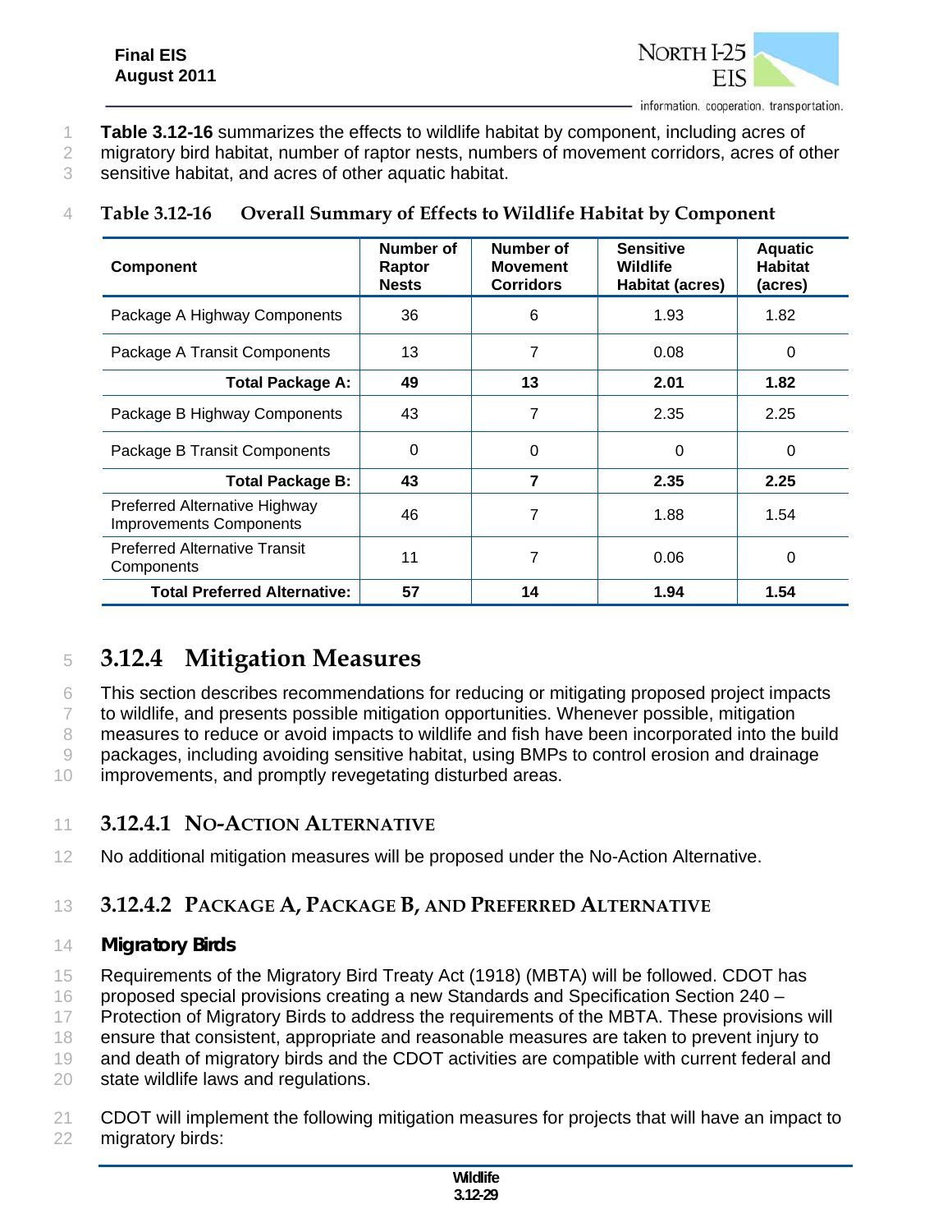Table 3.12-16 summarizes the effects to wildlife habitat by component, including acres of migratory bird habitat, number of raptor nests, numbers of movement corridors, acres of other sensitive habitat, and acres of other aquatic habitat.

**Table 3.12-16 Overall Summary of Effects to Wildlife Habitat by Component**

| Component | Number of Raptor Nests | Number of Movement Corridors | Sensitive Wildlife Habitat (acres) | Aquatic Habitat (acres) |
|---|---|---|---|---|
| Package A Highway Components | 36 | 6 | 1.93 | 1.82 |
| Package A Transit Components | 13 | 7 | 0.08 | 0 |
| **Total Package A:** | **49** | **13** | **2.01** | **1.82** |
| Package B Highway Components | 43 | 7 | 2.35 | 2.25 |
| Package B Transit Components | 0 | 0 | 0 | 0 |
| **Total Package B:** | **43** | **7** | **2.35** | **2.25** |
| Preferred Alternative Highway Improvements Components | 46 | 7 | 1.88 | 1.54 |
| Preferred Alternative Transit Components | 11 | 7 | 0.06 | 0 |
| **Total Preferred Alternative:** | **57** | **14** | **1.94** | **1.54** |

## 3.12.4 Mitigation Measures

This section describes recommendations for reducing or mitigating proposed project impacts to wildlife, and presents possible mitigation opportunities. Whenever possible, mitigation measures to reduce or avoid impacts to wildlife and fish have been incorporated into the build packages, including avoiding sensitive habitat, using BMPs to control erosion and drainage improvements, and promptly revegetating disturbed areas.

### 3.12.4.1 No-Action Alternative

No additional mitigation measures will be proposed under the No-Action Alternative.

### 3.12.4.2 Package A, Package B, and Preferred Alternative

#### Migratory Birds

Requirements of the Migratory Bird Treaty Act (1918) (MBTA) will be followed. CDOT has proposed special provisions creating a new Standards and Specification Section 240 – Protection of Migratory Birds to address the requirements of the MBTA. These provisions will ensure that consistent, appropriate and reasonable measures are taken to prevent injury to and death of migratory birds and the CDOT activities are compatible with current federal and state wildlife laws and regulations.

CDOT will implement the following mitigation measures for projects that will have an impact to migratory birds: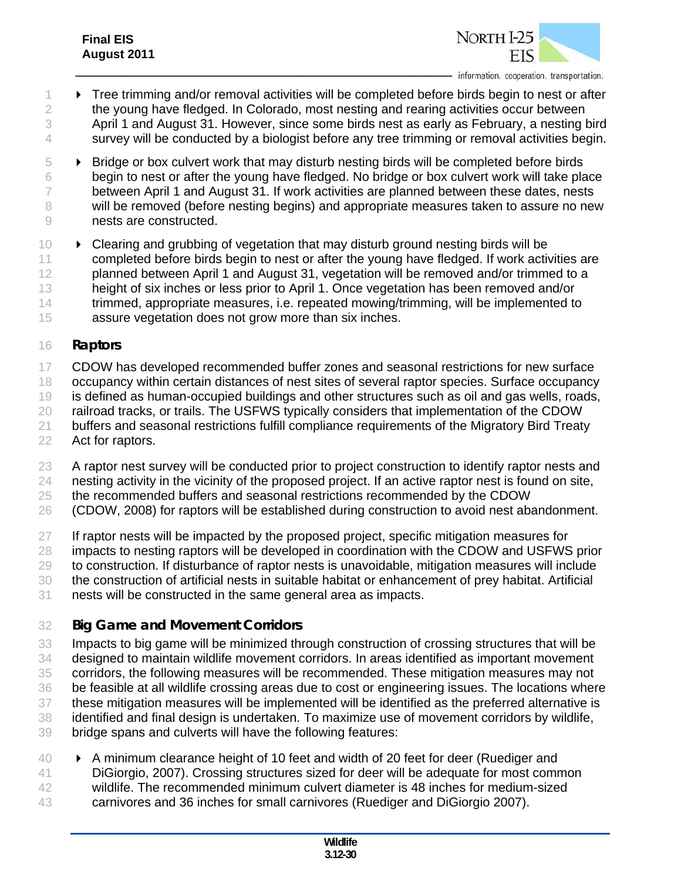- Tree trimming and/or removal activities will be completed before birds begin to nest or after the young have fledged. In Colorado, most nesting and rearing activities occur between April 1 and August 31. However, since some birds nest as early as February, a nesting bird survey will be conducted by a biologist before any tree trimming or removal activities begin.
- Bridge or box culvert work that may disturb nesting birds will be completed before birds begin to nest or after the young have fledged. No bridge or box culvert work will take place between April 1 and August 31. If work activities are planned between these dates, nests will be removed (before nesting begins) and appropriate measures taken to assure no new nests are constructed.
- Clearing and grubbing of vegetation that may disturb ground nesting birds will be completed before birds begin to nest or after the young have fledged. If work activities are planned between April 1 and August 31, vegetation will be removed and/or trimmed to a height of six inches or less prior to April 1. Once vegetation has been removed and/or trimmed, appropriate measures, i.e. repeated mowing/trimming, will be implemented to assure vegetation does not grow more than six inches.

### Raptors

CDOW has developed recommended buffer zones and seasonal restrictions for new surface occupancy within certain distances of nest sites of several raptor species. Surface occupancy is defined as human-occupied buildings and other structures such as oil and gas wells, roads, railroad tracks, or trails. The USFWS typically considers that implementation of the CDOW buffers and seasonal restrictions fulfill compliance requirements of the Migratory Bird Treaty Act for raptors.

A raptor nest survey will be conducted prior to project construction to identify raptor nests and nesting activity in the vicinity of the proposed project. If an active raptor nest is found on site, the recommended buffers and seasonal restrictions recommended by the CDOW (CDOW, 2008) for raptors will be established during construction to avoid nest abandonment.

If raptor nests will be impacted by the proposed project, specific mitigation measures for impacts to nesting raptors will be developed in coordination with the CDOW and USFWS prior to construction. If disturbance of raptor nests is unavoidable, mitigation measures will include the construction of artificial nests in suitable habitat or enhancement of prey habitat. Artificial nests will be constructed in the same general area as impacts.

### Big Game and Movement Corridors

Impacts to big game will be minimized through construction of crossing structures that will be designed to maintain wildlife movement corridors. In areas identified as important movement corridors, the following measures will be recommended. These mitigation measures may not be feasible at all wildlife crossing areas due to cost or engineering issues. The locations where these mitigation measures will be implemented will be identified as the preferred alternative is identified and final design is undertaken. To maximize use of movement corridors by wildlife, bridge spans and culverts will have the following features:

- A minimum clearance height of 10 feet and width of 20 feet for deer (Ruediger and DiGiorgio, 2007). Crossing structures sized for deer will be adequate for most common wildlife. The recommended minimum culvert diameter is 48 inches for medium-sized carnivores and 36 inches for small carnivores (Ruediger and DiGiorgio 2007).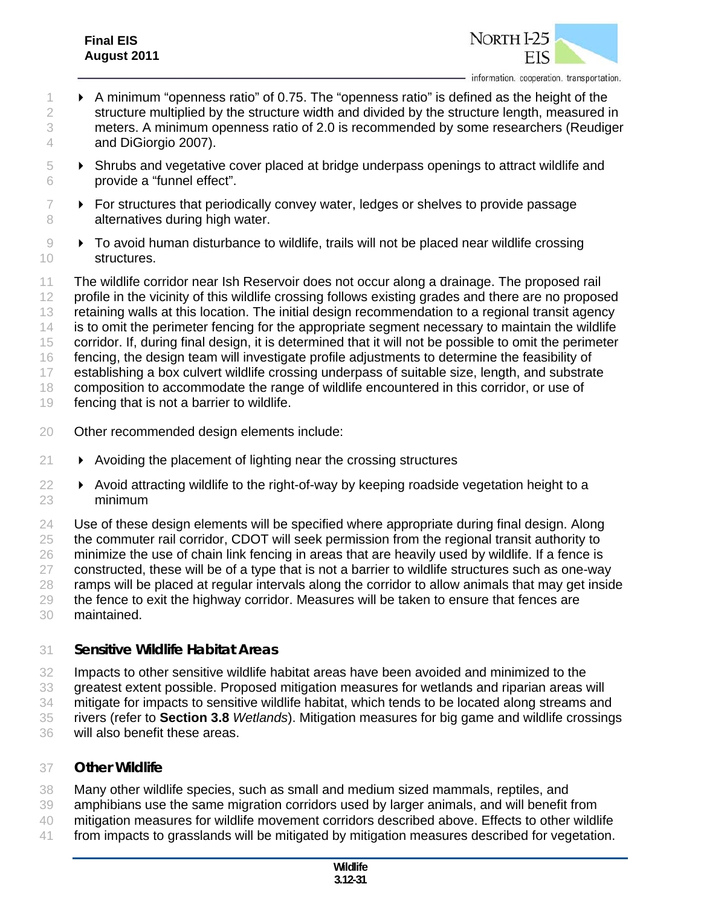- A minimum "openness ratio" of 0.75. The "openness ratio" is defined as the height of the structure multiplied by the structure width and divided by the structure length, measured in meters. A minimum openness ratio of 2.0 is recommended by some researchers (Reudiger and DiGiorgio 2007).
- Shrubs and vegetative cover placed at bridge underpass openings to attract wildlife and provide a "funnel effect".
- For structures that periodically convey water, ledges or shelves to provide passage alternatives during high water.
- To avoid human disturbance to wildlife, trails will not be placed near wildlife crossing structures.

The wildlife corridor near Ish Reservoir does not occur along a drainage. The proposed rail profile in the vicinity of this wildlife crossing follows existing grades and there are no proposed retaining walls at this location. The initial design recommendation to a regional transit agency is to omit the perimeter fencing for the appropriate segment necessary to maintain the wildlife corridor. If, during final design, it is determined that it will not be possible to omit the perimeter fencing, the design team will investigate profile adjustments to determine the feasibility of establishing a box culvert wildlife crossing underpass of suitable size, length, and substrate composition to accommodate the range of wildlife encountered in this corridor, or use of fencing that is not a barrier to wildlife.

Other recommended design elements include:

- Avoiding the placement of lighting near the crossing structures
- Avoid attracting wildlife to the right-of-way by keeping roadside vegetation height to a minimum

Use of these design elements will be specified where appropriate during final design. Along the commuter rail corridor, CDOT will seek permission from the regional transit authority to minimize the use of chain link fencing in areas that are heavily used by wildlife. If a fence is constructed, these will be of a type that is not a barrier to wildlife structures such as one-way ramps will be placed at regular intervals along the corridor to allow animals that may get inside the fence to exit the highway corridor. Measures will be taken to ensure that fences are maintained.

### *Sensitive Wildlife Habitat Areas*

Impacts to other sensitive wildlife habitat areas have been avoided and minimized to the greatest extent possible. Proposed mitigation measures for wetlands and riparian areas will mitigate for impacts to sensitive wildlife habitat, which tends to be located along streams and rivers (refer to **Section 3.8** *Wetlands*). Mitigation measures for big game and wildlife crossings will also benefit these areas.

### *Other Wildlife*

Many other wildlife species, such as small and medium sized mammals, reptiles, and amphibians use the same migration corridors used by larger animals, and will benefit from mitigation measures for wildlife movement corridors described above. Effects to other wildlife from impacts to grasslands will be mitigated by mitigation measures described for vegetation.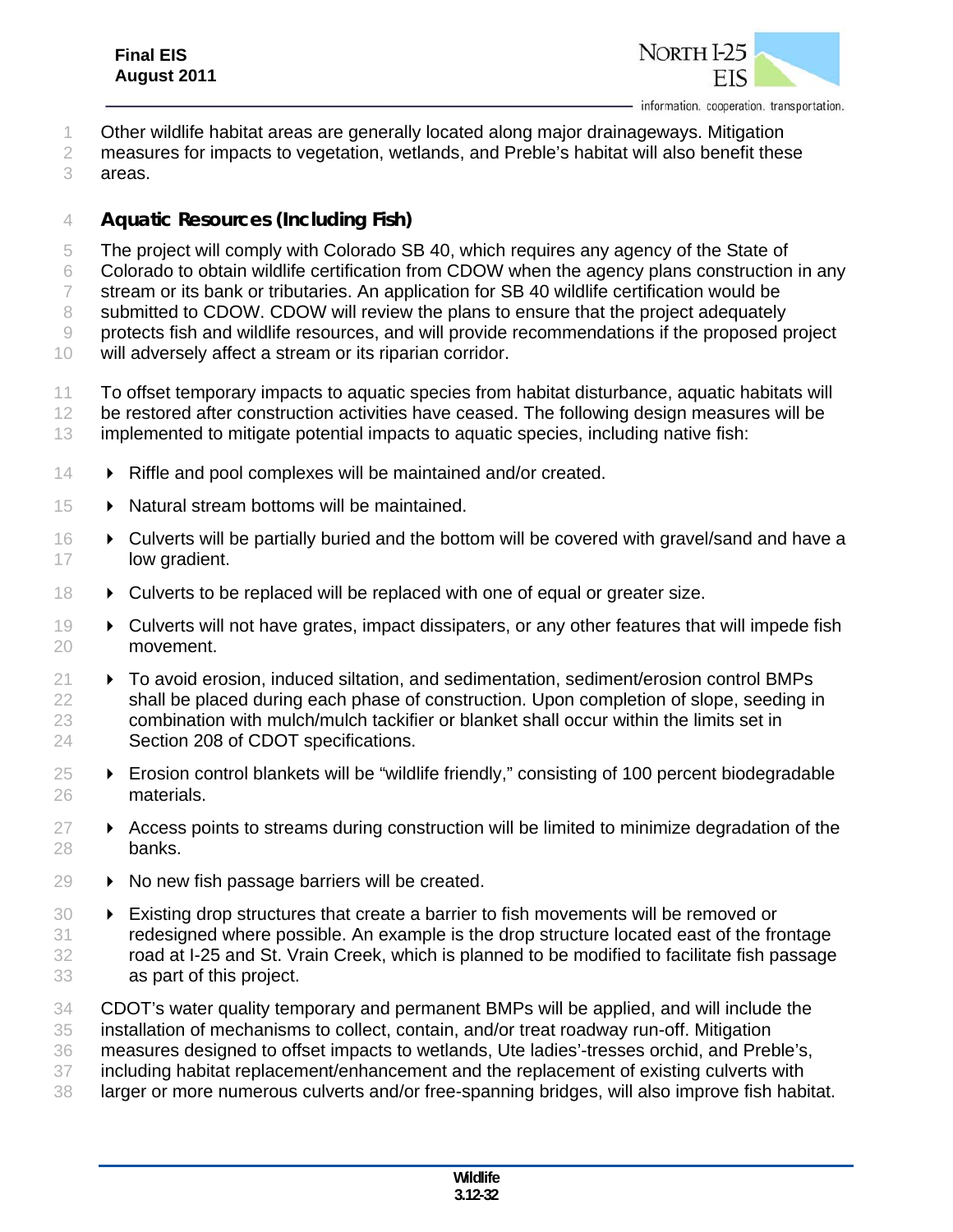Other wildlife habitat areas are generally located along major drainageways. Mitigation measures for impacts to vegetation, wetlands, and Preble's habitat will also benefit these areas.

### Aquatic Resources (Including Fish)

The project will comply with Colorado SB 40, which requires any agency of the State of Colorado to obtain wildlife certification from CDOW when the agency plans construction in any stream or its bank or tributaries. An application for SB 40 wildlife certification would be submitted to CDOW. CDOW will review the plans to ensure that the project adequately protects fish and wildlife resources, and will provide recommendations if the proposed project will adversely affect a stream or its riparian corridor.

To offset temporary impacts to aquatic species from habitat disturbance, aquatic habitats will be restored after construction activities have ceased. The following design measures will be implemented to mitigate potential impacts to aquatic species, including native fish:

- Riffle and pool complexes will be maintained and/or created.
- Natural stream bottoms will be maintained.
- Culverts will be partially buried and the bottom will be covered with gravel/sand and have a low gradient.
- Culverts to be replaced will be replaced with one of equal or greater size.
- Culverts will not have grates, impact dissipaters, or any other features that will impede fish movement.
- To avoid erosion, induced siltation, and sedimentation, sediment/erosion control BMPs shall be placed during each phase of construction. Upon completion of slope, seeding in combination with mulch/mulch tackifier or blanket shall occur within the limits set in Section 208 of CDOT specifications.
- Erosion control blankets will be "wildlife friendly," consisting of 100 percent biodegradable materials.
- Access points to streams during construction will be limited to minimize degradation of the banks.
- No new fish passage barriers will be created.
- Existing drop structures that create a barrier to fish movements will be removed or redesigned where possible. An example is the drop structure located east of the frontage road at I-25 and St. Vrain Creek, which is planned to be modified to facilitate fish passage as part of this project.

CDOT's water quality temporary and permanent BMPs will be applied, and will include the installation of mechanisms to collect, contain, and/or treat roadway run-off. Mitigation measures designed to offset impacts to wetlands, Ute ladies'-tresses orchid, and Preble's, including habitat replacement/enhancement and the replacement of existing culverts with larger or more numerous culverts and/or free-spanning bridges, will also improve fish habitat.